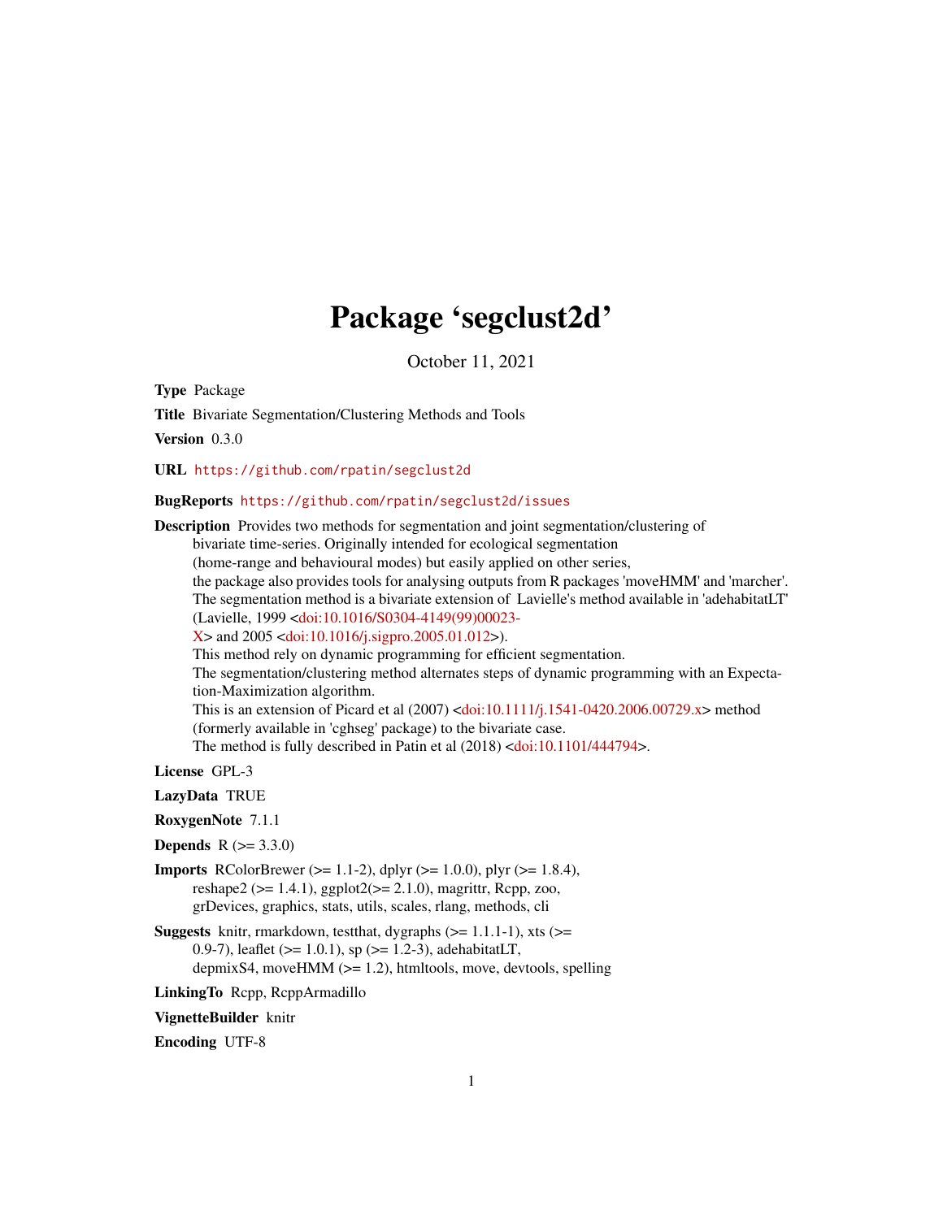# Package 'segclust2d'

October 11, 2021

**Type** Package

**Title** Bivariate Segmentation/Clustering Methods and Tools

**Version** 0.3.0

**URL** https://github.com/rpatin/segclust2d

**BugReports** https://github.com/rpatin/segclust2d/issues

**Description** Provides two methods for segmentation and joint segmentation/clustering of bivariate time-series. Originally intended for ecological segmentation (home-range and behavioural modes) but easily applied on other series, the package also provides tools for analysing outputs from R packages 'moveHMM' and 'marcher'. The segmentation method is a bivariate extension of Lavielle's method available in 'adehabitatLT' (Lavielle, 1999 <doi:10.1016/S0304-4149(99)00023-X> and 2005 <doi:10.1016/j.sigpro.2005.01.012>). This method rely on dynamic programming for efficient segmentation. The segmentation/clustering method alternates steps of dynamic programming with an Expectation-Maximization algorithm. This is an extension of Picard et al (2007) <doi:10.1111/j.1541-0420.2006.00729.x> method (formerly available in 'cghseg' package) to the bivariate case. The method is fully described in Patin et al (2018) <doi:10.1101/444794>.

**License** GPL-3

**LazyData** TRUE

**RoxygenNote** 7.1.1

**Depends** R (>= 3.3.0)

**Imports** RColorBrewer (>= 1.1-2), dplyr (>= 1.0.0), plyr (>= 1.8.4), reshape2 (>= 1.4.1), ggplot2(>= 2.1.0), magrittr, Rcpp, zoo, grDevices, graphics, stats, utils, scales, rlang, methods, cli

**Suggests** knitr, rmarkdown, testthat, dygraphs (>= 1.1.1-1), xts (>= 0.9-7), leaflet (>= 1.0.1), sp (>= 1.2-3), adehabitatLT, depmixS4, moveHMM (>= 1.2), htmltools, move, devtools, spelling

**LinkingTo** Rcpp, RcppArmadillo

**VignetteBuilder** knitr

**Encoding** UTF-8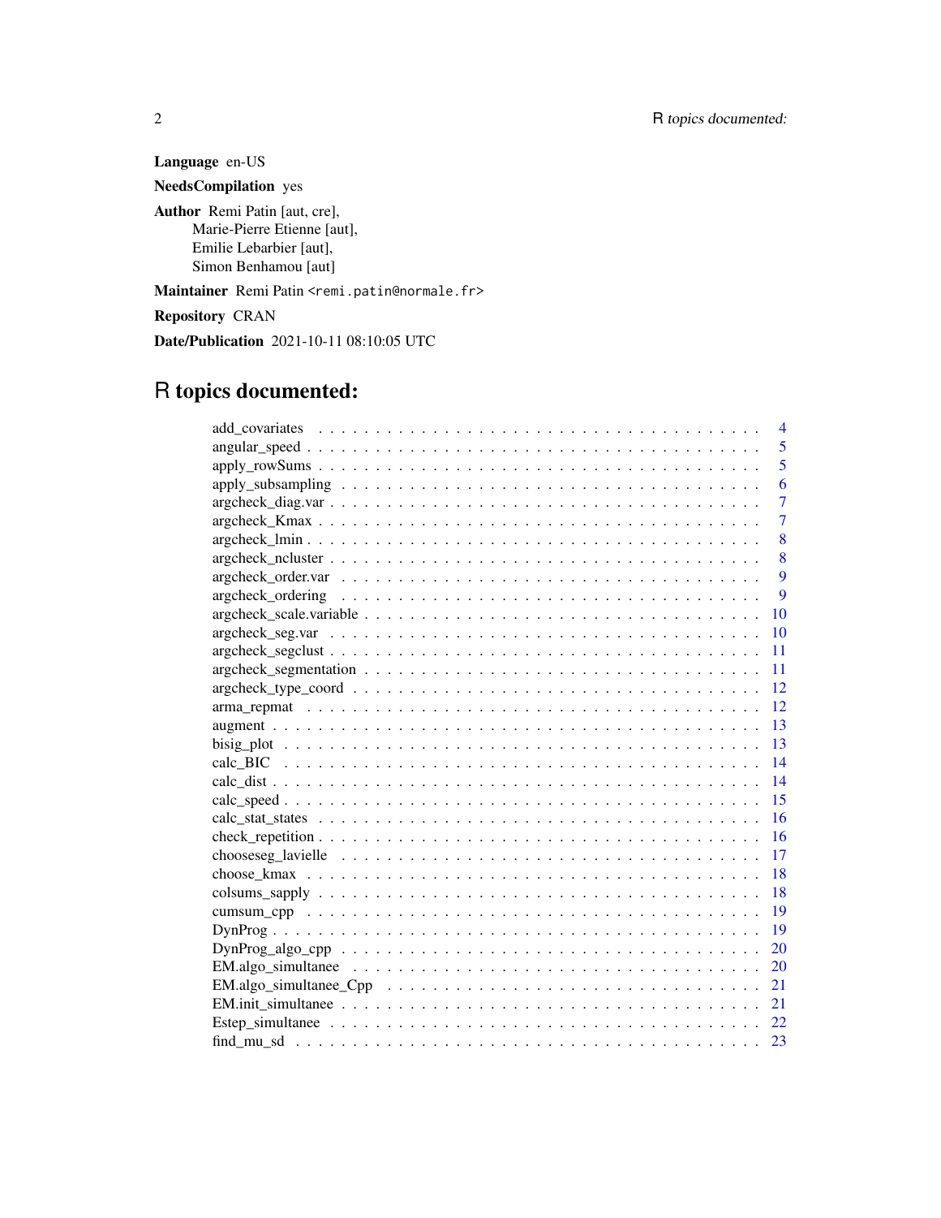**Language** en-US

**NeedsCompilation** yes

**Author** Remi Patin [aut, cre],
Marie-Pierre Etienne [aut],
Emilie Lebarbier [aut],
Simon Benhamou [aut]

**Maintainer** Remi Patin <remi.patin@normale.fr>

**Repository** CRAN

**Date/Publication** 2021-10-11 08:10:05 UTC

# R topics documented:

| | |
|---|---|
| add_covariates | 4 |
| angular_speed | 5 |
| apply_rowSums | 5 |
| apply_subsampling | 6 |
| argcheck_diag.var | 7 |
| argcheck_Kmax | 7 |
| argcheck_lmin | 8 |
| argcheck_ncluster | 8 |
| argcheck_order.var | 9 |
| argcheck_ordering | 9 |
| argcheck_scale.variable | 10 |
| argcheck_seg.var | 10 |
| argcheck_segclust | 11 |
| argcheck_segmentation | 11 |
| argcheck_type_coord | 12 |
| arma_repmat | 12 |
| augment | 13 |
| bisig_plot | 13 |
| calc_BIC | 14 |
| calc_dist | 14 |
| calc_speed | 15 |
| calc_stat_states | 16 |
| check_repetition | 16 |
| chooseseg_lavielle | 17 |
| choose_kmax | 18 |
| colsums_sapply | 18 |
| cumsum_cpp | 19 |
| DynProg | 19 |
| DynProg_algo_cpp | 20 |
| EM.algo_simultanee | 20 |
| EM.algo_simultanee_Cpp | 21 |
| EM.init_simultanee | 21 |
| Estep_simultanee | 22 |
| find_mu_sd | 23 |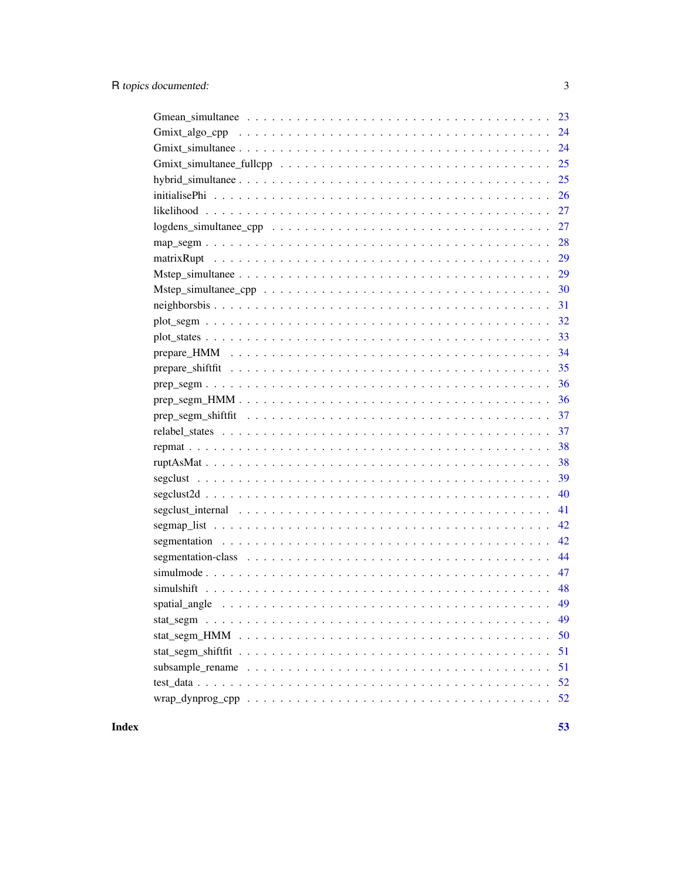| | |
|---|---|
| Gmean_simultanee | 23 |
| Gmixt_algo_cpp | 24 |
| Gmixt_simultanee | 24 |
| Gmixt_simultanee_fullcpp | 25 |
| hybrid_simultanee | 25 |
| initialisePhi | 26 |
| likelihood | 27 |
| logdens_simultanee_cpp | 27 |
| map_segm | 28 |
| matrixRupt | 29 |
| Mstep_simultanee | 29 |
| Mstep_simultanee_cpp | 30 |
| neighborsbis | 31 |
| plot_segm | 32 |
| plot_states | 33 |
| prepare_HMM | 34 |
| prepare_shiftfit | 35 |
| prep_segm | 36 |
| prep_segm_HMM | 36 |
| prep_segm_shiftfit | 37 |
| relabel_states | 37 |
| repmat | 38 |
| ruptAsMat | 38 |
| segclust | 39 |
| segclust2d | 40 |
| segclust_internal | 41 |
| segmap_list | 42 |
| segmentation | 42 |
| segmentation-class | 44 |
| simulmode | 47 |
| simulshift | 48 |
| spatial_angle | 49 |
| stat_segm | 49 |
| stat_segm_HMM | 50 |
| stat_segm_shiftfit | 51 |
| subsample_rename | 51 |
| test_data | 52 |
| wrap_dynprog_cpp | 52 |

**Index** **53**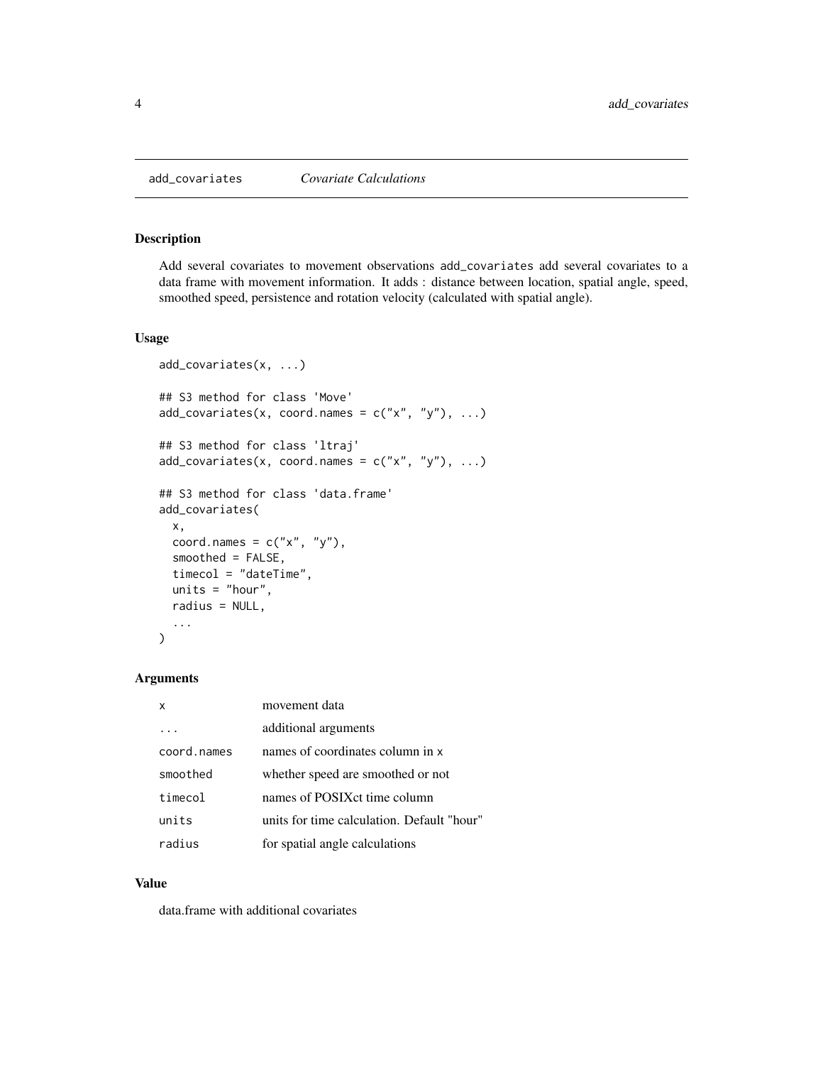# add_covariates *Covariate Calculations*

## Description

Add several covariates to movement observations add_covariates add several covariates to a data frame with movement information. It adds : distance between location, spatial angle, speed, smoothed speed, persistence and rotation velocity (calculated with spatial angle).

## Usage

```
add_covariates(x, ...)

## S3 method for class 'Move'
add_covariates(x, coord.names = c("x", "y"), ...)

## S3 method for class 'ltraj'
add_covariates(x, coord.names = c("x", "y"), ...)

## S3 method for class 'data.frame'
add_covariates(
  x,
  coord.names = c("x", "y"),
  smoothed = FALSE,
  timecol = "dateTime",
  units = "hour",
  radius = NULL,
  ...
)
```

## Arguments

| | |
|---|---|
| `x` | movement data |
| `...` | additional arguments |
| `coord.names` | names of coordinates column in `x` |
| `smoothed` | whether speed are smoothed or not |
| `timecol` | names of POSIXct time column |
| `units` | units for time calculation. Default "hour" |
| `radius` | for spatial angle calculations |

## Value

data.frame with additional covariates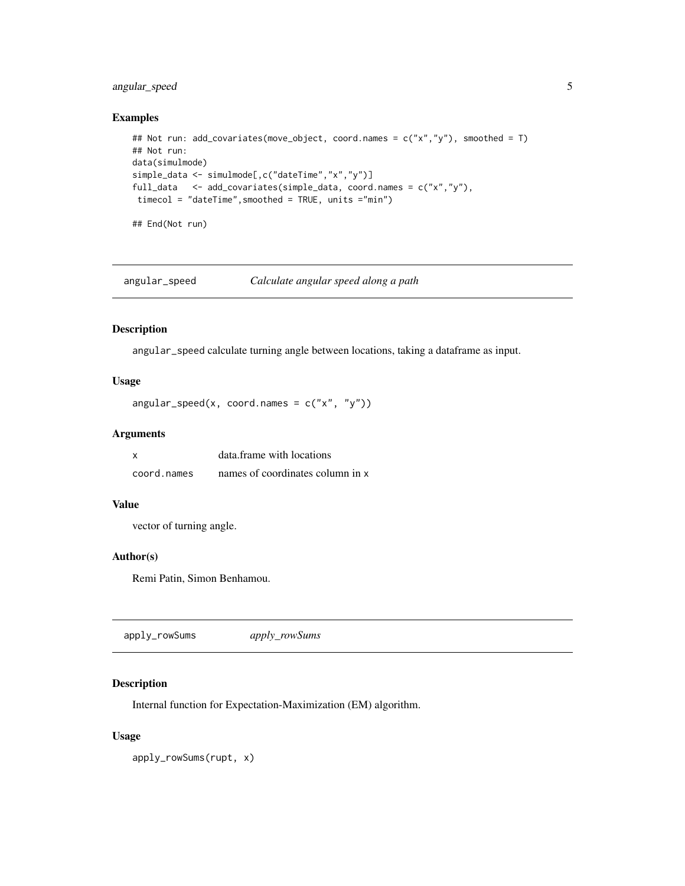## Examples

```
## Not run: add_covariates(move_object, coord.names = c("x","y"), smoothed = T)
## Not run:
data(simulmode)
simple_data <- simulmode[,c("dateTime","x","y")]
full_data   <- add_covariates(simple_data, coord.names = c("x","y"),
 timecol = "dateTime",smoothed = TRUE, units ="min")

## End(Not run)
```

# angular_speed — *Calculate angular speed along a path*

## Description

angular_speed calculate turning angle between locations, taking a dataframe as input.

## Usage

```
angular_speed(x, coord.names = c("x", "y"))
```

## Arguments

| | |
|---|---|
| x | data.frame with locations |
| coord.names | names of coordinates column in x |

## Value

vector of turning angle.

## Author(s)

Remi Patin, Simon Benhamou.

# apply_rowSums — *apply_rowSums*

## Description

Internal function for Expectation-Maximization (EM) algorithm.

## Usage

```
apply_rowSums(rupt, x)
```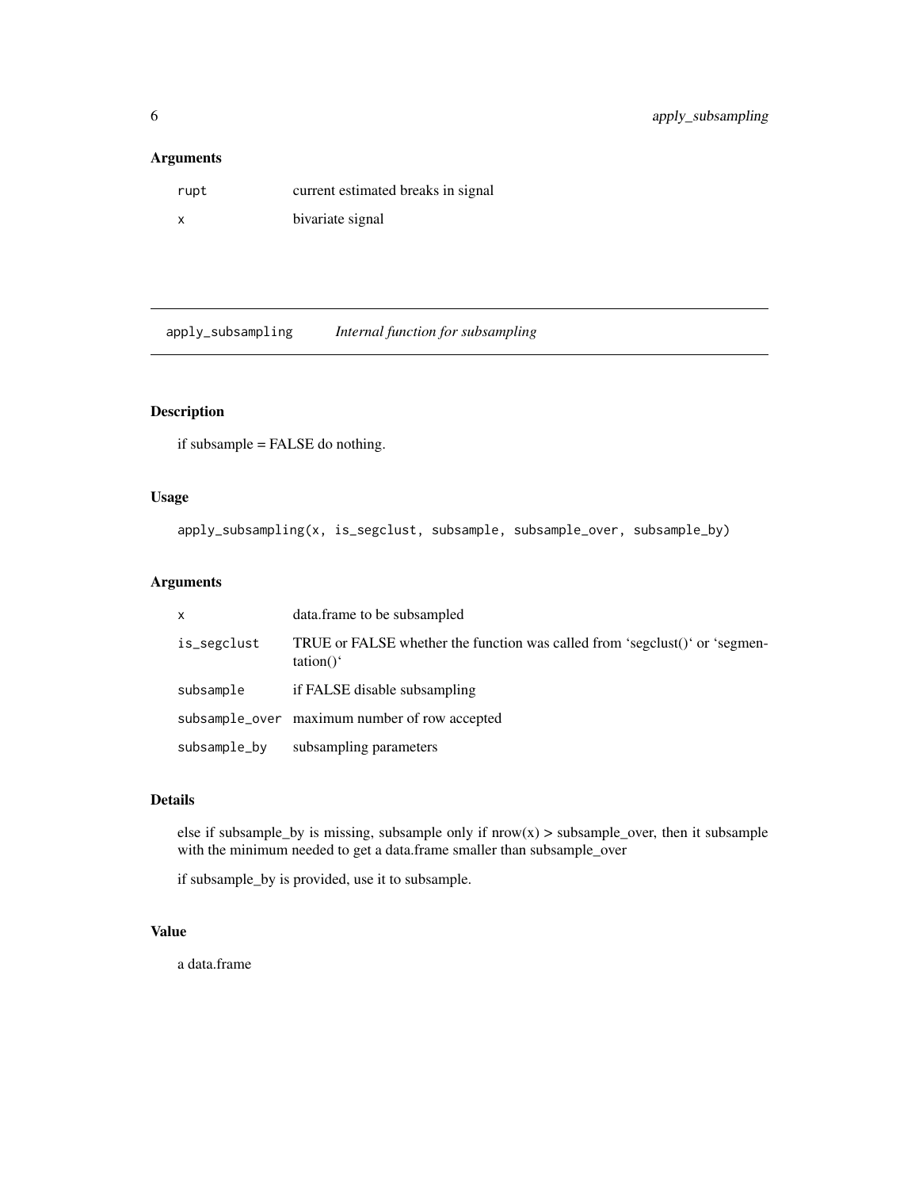## Arguments

| | |
|---|---|
| rupt | current estimated breaks in signal |
| x | bivariate signal |

---

# apply_subsampling *Internal function for subsampling*

## Description

if subsample = FALSE do nothing.

## Usage

```
apply_subsampling(x, is_segclust, subsample, subsample_over, subsample_by)
```

## Arguments

| | |
|---|---|
| x | data.frame to be subsampled |
| is_segclust | TRUE or FALSE whether the function was called from 'segclust()' or 'segmentation()' |
| subsample | if FALSE disable subsampling |
| subsample_over | maximum number of row accepted |
| subsample_by | subsampling parameters |

## Details

else if subsample_by is missing, subsample only if nrow(x) > subsample_over, then it subsample with the minimum needed to get a data.frame smaller than subsample_over

if subsample_by is provided, use it to subsample.

## Value

a data.frame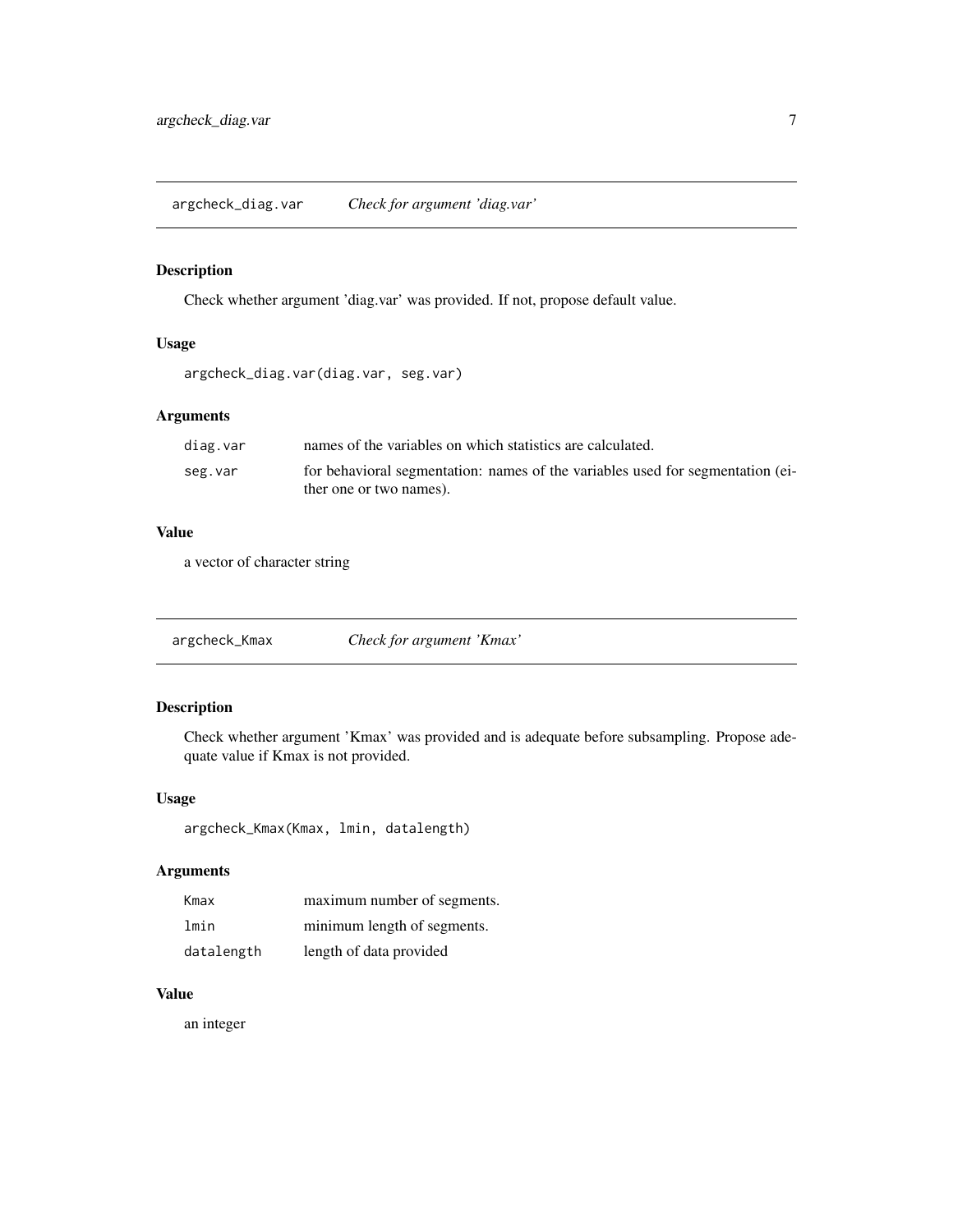## argcheck_diag.var — *Check for argument 'diag.var'*

### Description

Check whether argument 'diag.var' was provided. If not, propose default value.

### Usage

```
argcheck_diag.var(diag.var, seg.var)
```

### Arguments

| | |
|---|---|
| `diag.var` | names of the variables on which statistics are calculated. |
| `seg.var` | for behavioral segmentation: names of the variables used for segmentation (either one or two names). |

### Value

a vector of character string

## argcheck_Kmax — *Check for argument 'Kmax'*

### Description

Check whether argument 'Kmax' was provided and is adequate before subsampling. Propose adequate value if Kmax is not provided.

### Usage

```
argcheck_Kmax(Kmax, lmin, datalength)
```

### Arguments

| | |
|---|---|
| `Kmax` | maximum number of segments. |
| `lmin` | minimum length of segments. |
| `datalength` | length of data provided |

### Value

an integer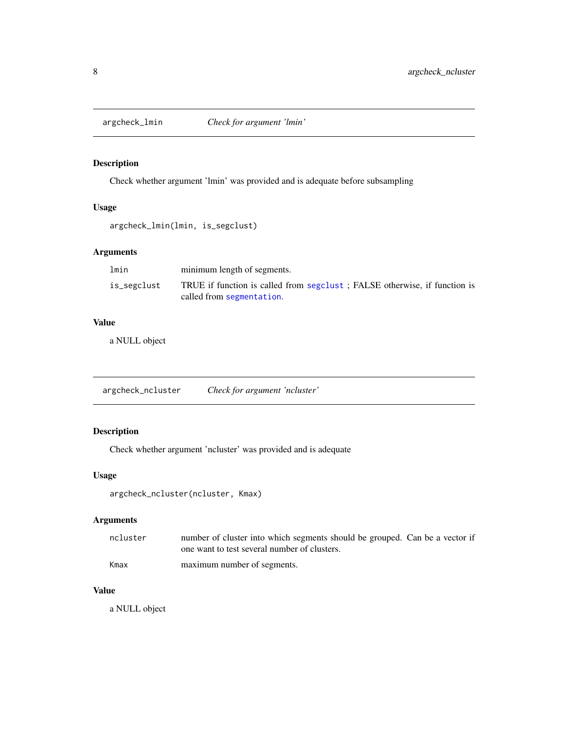## argcheck_lmin — *Check for argument 'lmin'*

### Description

Check whether argument 'lmin' was provided and is adequate before subsampling

### Usage

```
argcheck_lmin(lmin, is_segclust)
```

### Arguments

| | |
|---|---|
| `lmin` | minimum length of segments. |
| `is_segclust` | TRUE if function is called from `segclust` ; FALSE otherwise, if function is called from `segmentation`. |

### Value

a NULL object

## argcheck_ncluster — *Check for argument 'ncluster'*

### Description

Check whether argument 'ncluster' was provided and is adequate

### Usage

```
argcheck_ncluster(ncluster, Kmax)
```

### Arguments

| | |
|---|---|
| `ncluster` | number of cluster into which segments should be grouped. Can be a vector if one want to test several number of clusters. |
| `Kmax` | maximum number of segments. |

### Value

a NULL object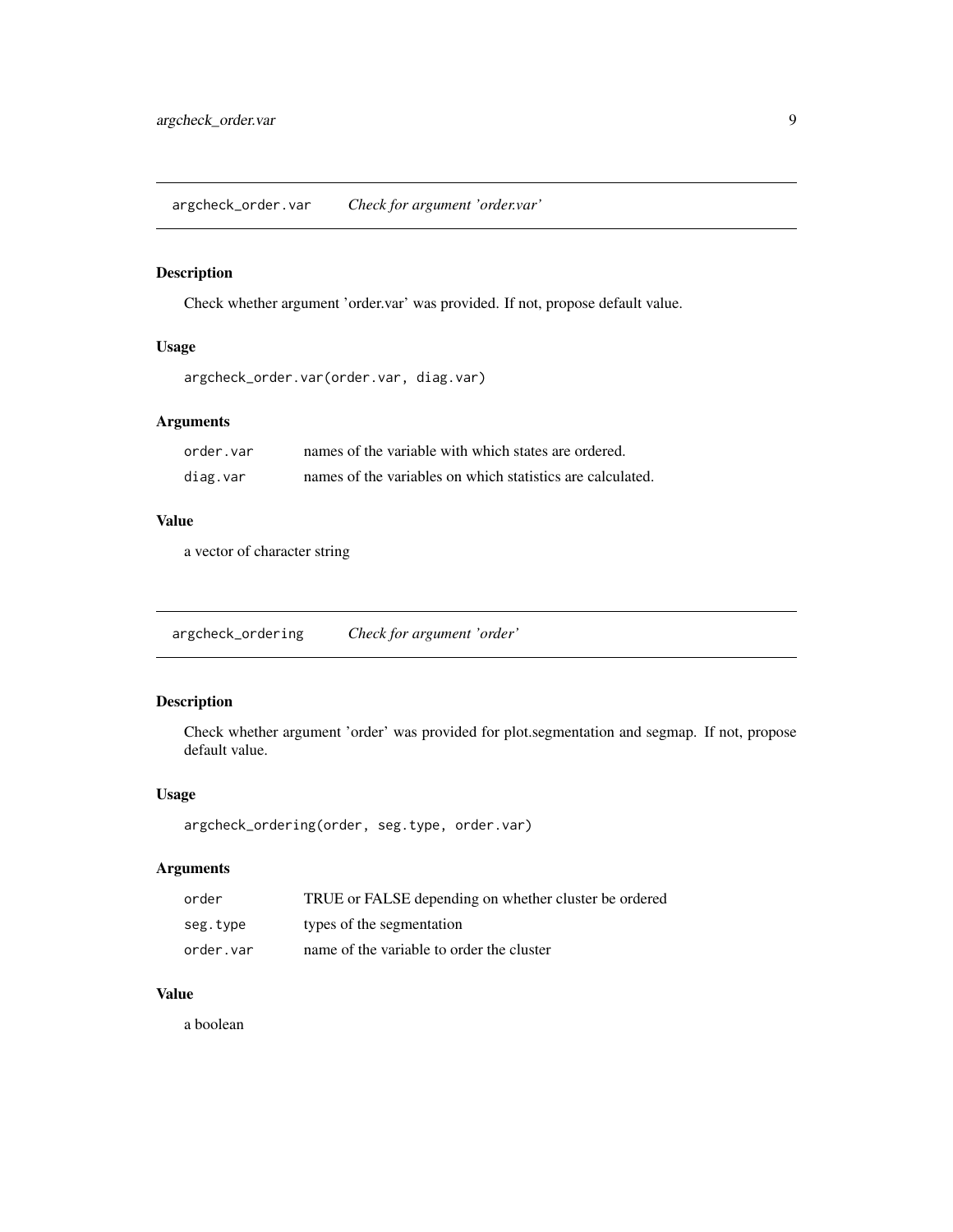## argcheck_order.var — *Check for argument 'order.var'*

### Description

Check whether argument 'order.var' was provided. If not, propose default value.

### Usage

```
argcheck_order.var(order.var, diag.var)
```

### Arguments

| | |
|---|---|
| `order.var` | names of the variable with which states are ordered. |
| `diag.var` | names of the variables on which statistics are calculated. |

### Value

a vector of character string

## argcheck_ordering — *Check for argument 'order'*

### Description

Check whether argument 'order' was provided for plot.segmentation and segmap. If not, propose default value.

### Usage

```
argcheck_ordering(order, seg.type, order.var)
```

### Arguments

| | |
|---|---|
| `order` | TRUE or FALSE depending on whether cluster be ordered |
| `seg.type` | types of the segmentation |
| `order.var` | name of the variable to order the cluster |

### Value

a boolean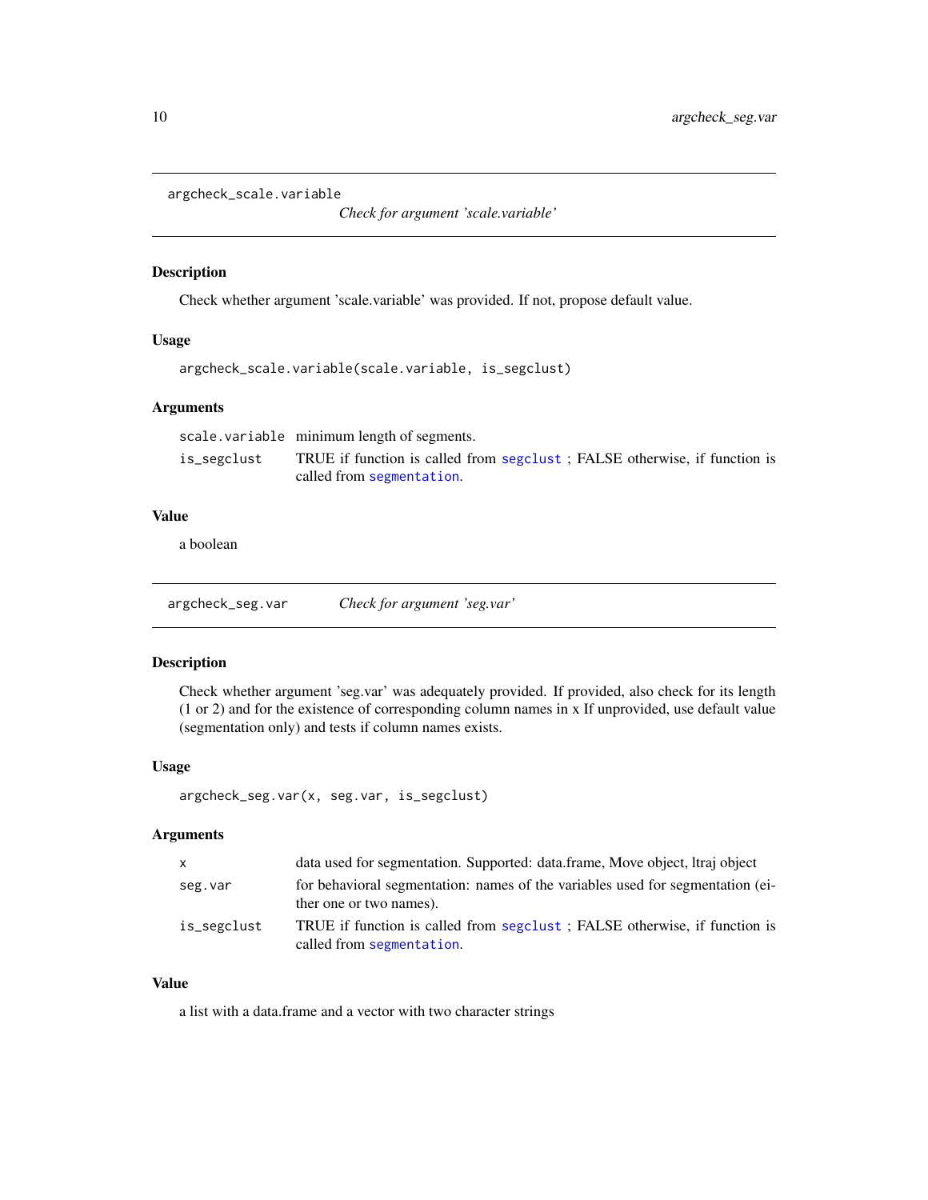## argcheck_scale.variable    *Check for argument 'scale.variable'*

### Description

Check whether argument 'scale.variable' was provided. If not, propose default value.

### Usage

```
argcheck_scale.variable(scale.variable, is_segclust)
```

### Arguments

| | |
|---|---|
| scale.variable | minimum length of segments. |
| is_segclust | TRUE if function is called from segclust ; FALSE otherwise, if function is called from segmentation. |

### Value

a boolean

## argcheck_seg.var    *Check for argument 'seg.var'*

### Description

Check whether argument 'seg.var' was adequately provided. If provided, also check for its length (1 or 2) and for the existence of corresponding column names in x If unprovided, use default value (segmentation only) and tests if column names exists.

### Usage

```
argcheck_seg.var(x, seg.var, is_segclust)
```

### Arguments

| | |
|---|---|
| x | data used for segmentation. Supported: data.frame, Move object, ltraj object |
| seg.var | for behavioral segmentation: names of the variables used for segmentation (either one or two names). |
| is_segclust | TRUE if function is called from segclust ; FALSE otherwise, if function is called from segmentation. |

### Value

a list with a data.frame and a vector with two character strings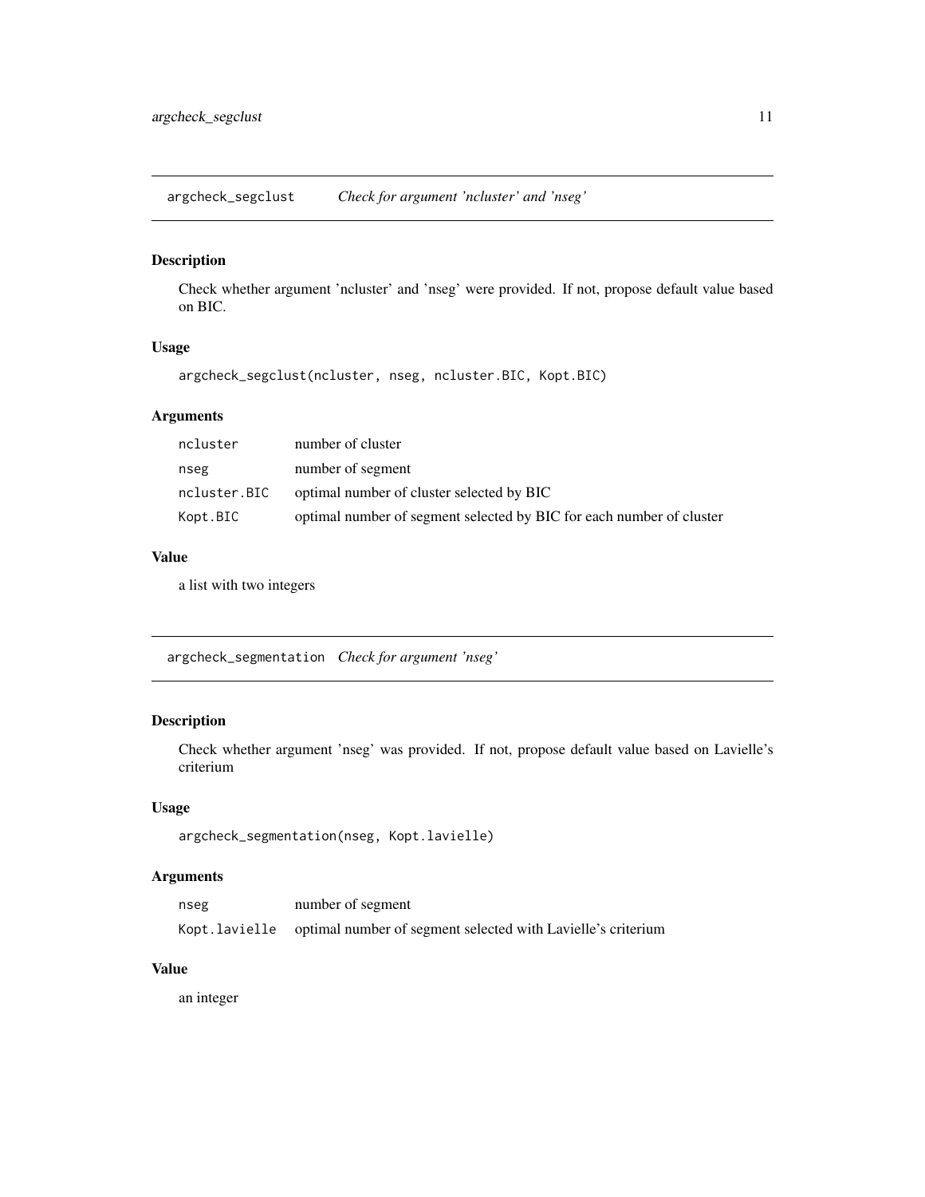## argcheck_segclust — *Check for argument 'ncluster' and 'nseg'*

### Description

Check whether argument 'ncluster' and 'nseg' were provided. If not, propose default value based on BIC.

### Usage

```
argcheck_segclust(ncluster, nseg, ncluster.BIC, Kopt.BIC)
```

### Arguments

| | |
|---|---|
| `ncluster` | number of cluster |
| `nseg` | number of segment |
| `ncluster.BIC` | optimal number of cluster selected by BIC |
| `Kopt.BIC` | optimal number of segment selected by BIC for each number of cluster |

### Value

a list with two integers

## argcheck_segmentation — *Check for argument 'nseg'*

### Description

Check whether argument 'nseg' was provided. If not, propose default value based on Lavielle's criterium

### Usage

```
argcheck_segmentation(nseg, Kopt.lavielle)
```

### Arguments

| | |
|---|---|
| `nseg` | number of segment |
| `Kopt.lavielle` | optimal number of segment selected with Lavielle's criterium |

### Value

an integer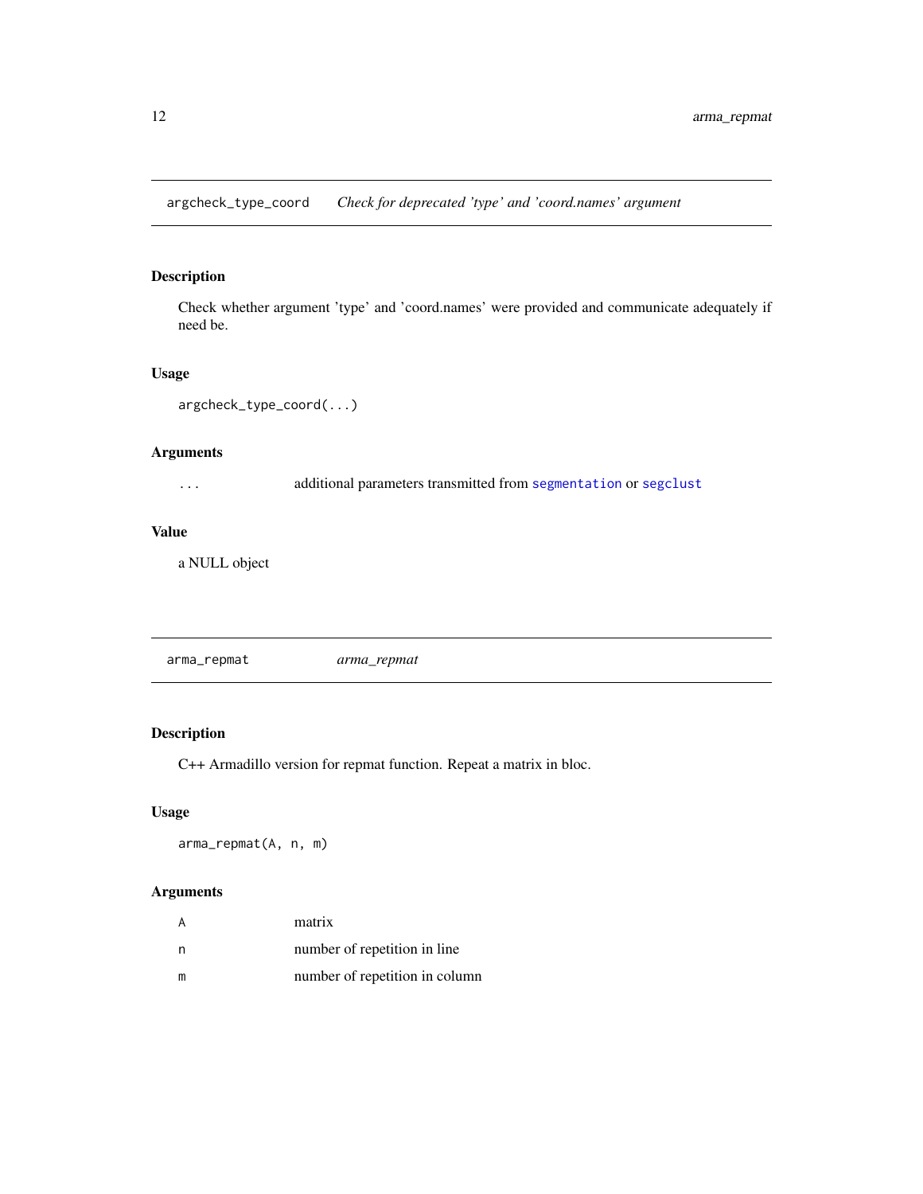## argcheck_type_coord    *Check for deprecated 'type' and 'coord.names' argument*

### Description

Check whether argument 'type' and 'coord.names' were provided and communicate adequately if need be.

### Usage

```
argcheck_type_coord(...)
```

### Arguments

| | |
|---|---|
| `...` | additional parameters transmitted from `segmentation` or `segclust` |

### Value

a NULL object

## arma_repmat    *arma_repmat*

### Description

C++ Armadillo version for repmat function. Repeat a matrix in bloc.

### Usage

```
arma_repmat(A, n, m)
```

### Arguments

| | |
|---|---|
| `A` | matrix |
| `n` | number of repetition in line |
| `m` | number of repetition in column |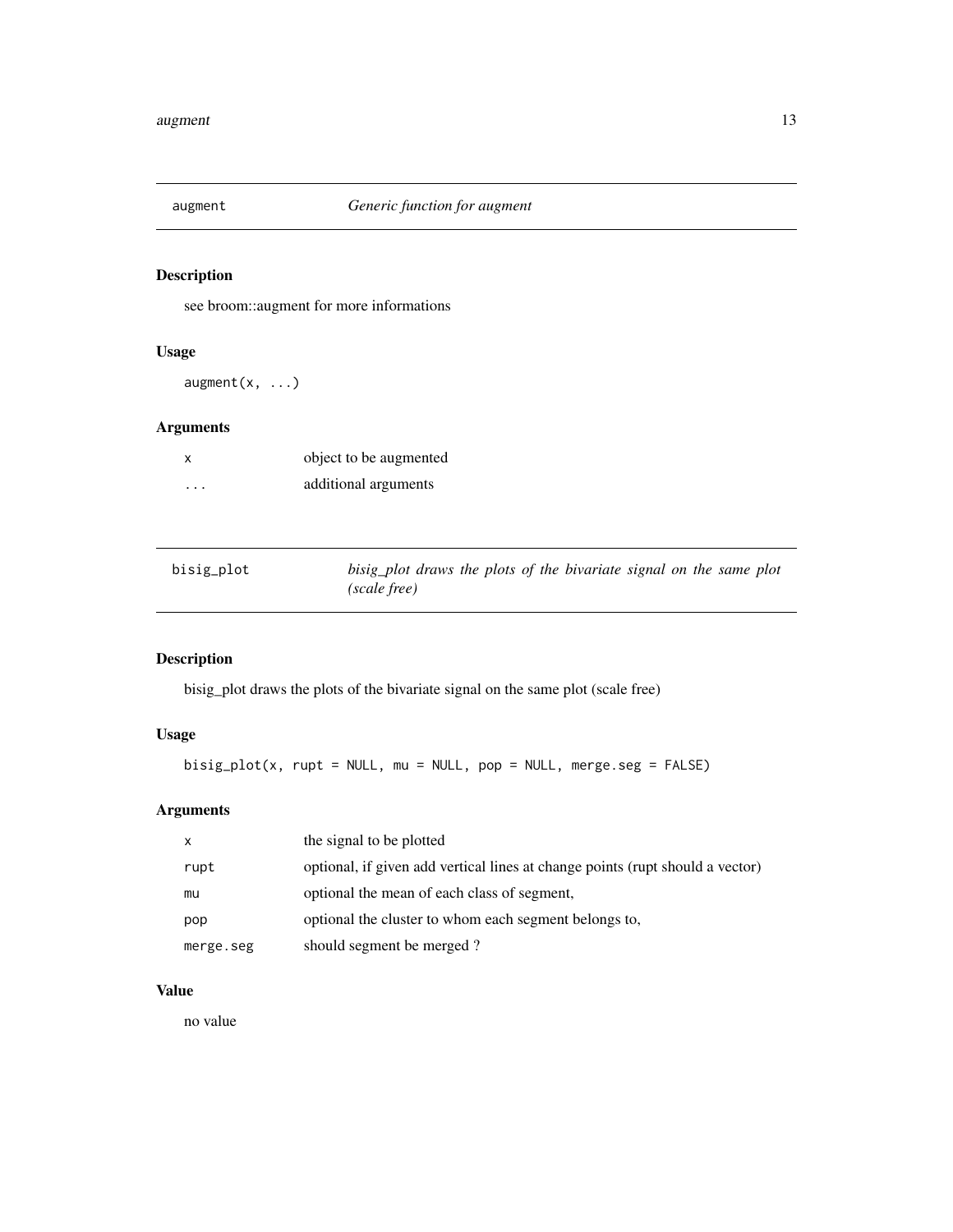## augment — *Generic function for augment*

### Description

see broom::augment for more informations

### Usage

```
augment(x, ...)
```

### Arguments

| | |
|---|---|
| x | object to be augmented |
| ... | additional arguments |

## bisig_plot — *bisig_plot draws the plots of the bivariate signal on the same plot (scale free)*

### Description

bisig_plot draws the plots of the bivariate signal on the same plot (scale free)

### Usage

```
bisig_plot(x, rupt = NULL, mu = NULL, pop = NULL, merge.seg = FALSE)
```

### Arguments

| | |
|---|---|
| x | the signal to be plotted |
| rupt | optional, if given add vertical lines at change points (rupt should a vector) |
| mu | optional the mean of each class of segment, |
| pop | optional the cluster to whom each segment belongs to, |
| merge.seg | should segment be merged ? |

### Value

no value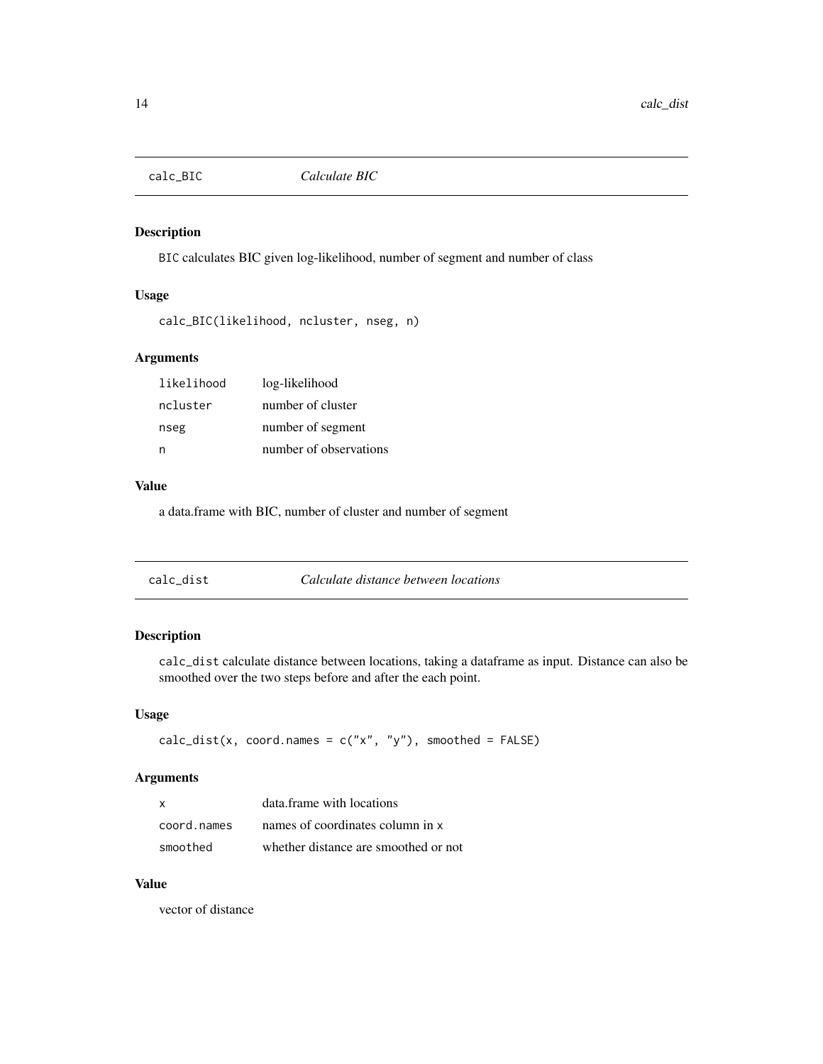## calc_BIC *Calculate BIC*

### Description

`BIC` calculates BIC given log-likelihood, number of segment and number of class

### Usage

```
calc_BIC(likelihood, ncluster, nseg, n)
```

### Arguments

| | |
|---|---|
| `likelihood` | log-likelihood |
| `ncluster` | number of cluster |
| `nseg` | number of segment |
| `n` | number of observations |

### Value

a data.frame with BIC, number of cluster and number of segment

## calc_dist *Calculate distance between locations*

### Description

`calc_dist` calculate distance between locations, taking a dataframe as input. Distance can also be smoothed over the two steps before and after the each point.

### Usage

```
calc_dist(x, coord.names = c("x", "y"), smoothed = FALSE)
```

### Arguments

| | |
|---|---|
| `x` | data.frame with locations |
| `coord.names` | names of coordinates column in `x` |
| `smoothed` | whether distance are smoothed or not |

### Value

vector of distance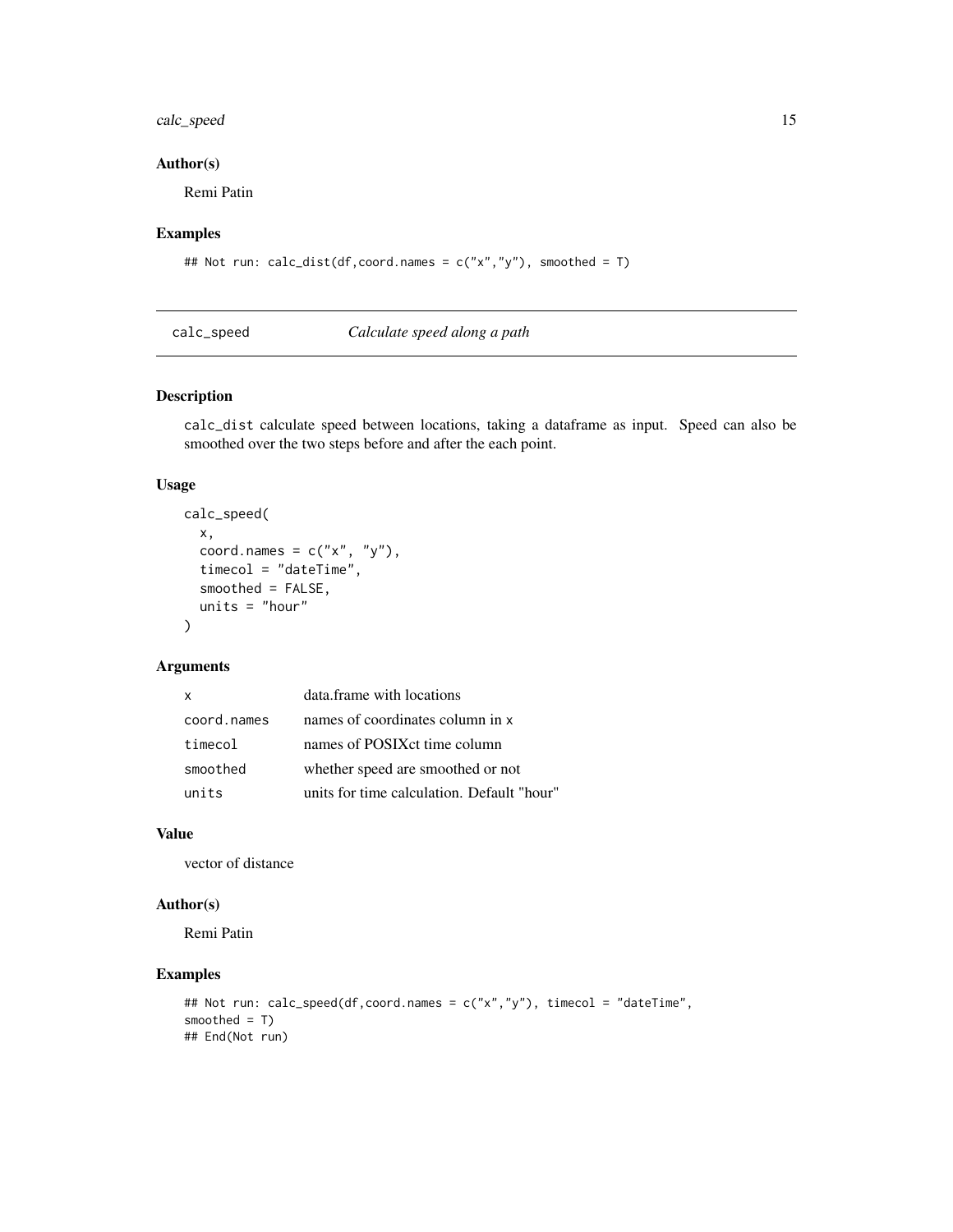### Author(s)

Remi Patin

### Examples

```
## Not run: calc_dist(df,coord.names = c("x","y"), smoothed = T)
```

---

## calc_speed *Calculate speed along a path*

---

### Description

calc_dist calculate speed between locations, taking a dataframe as input. Speed can also be smoothed over the two steps before and after the each point.

### Usage

```
calc_speed(
  x,
  coord.names = c("x", "y"),
  timecol = "dateTime",
  smoothed = FALSE,
  units = "hour"
)
```

### Arguments

| | |
|---|---|
| x | data.frame with locations |
| coord.names | names of coordinates column in x |
| timecol | names of POSIXct time column |
| smoothed | whether speed are smoothed or not |
| units | units for time calculation. Default "hour" |

### Value

vector of distance

### Author(s)

Remi Patin

### Examples

```
## Not run: calc_speed(df,coord.names = c("x","y"), timecol = "dateTime",
smoothed = T)
## End(Not run)
```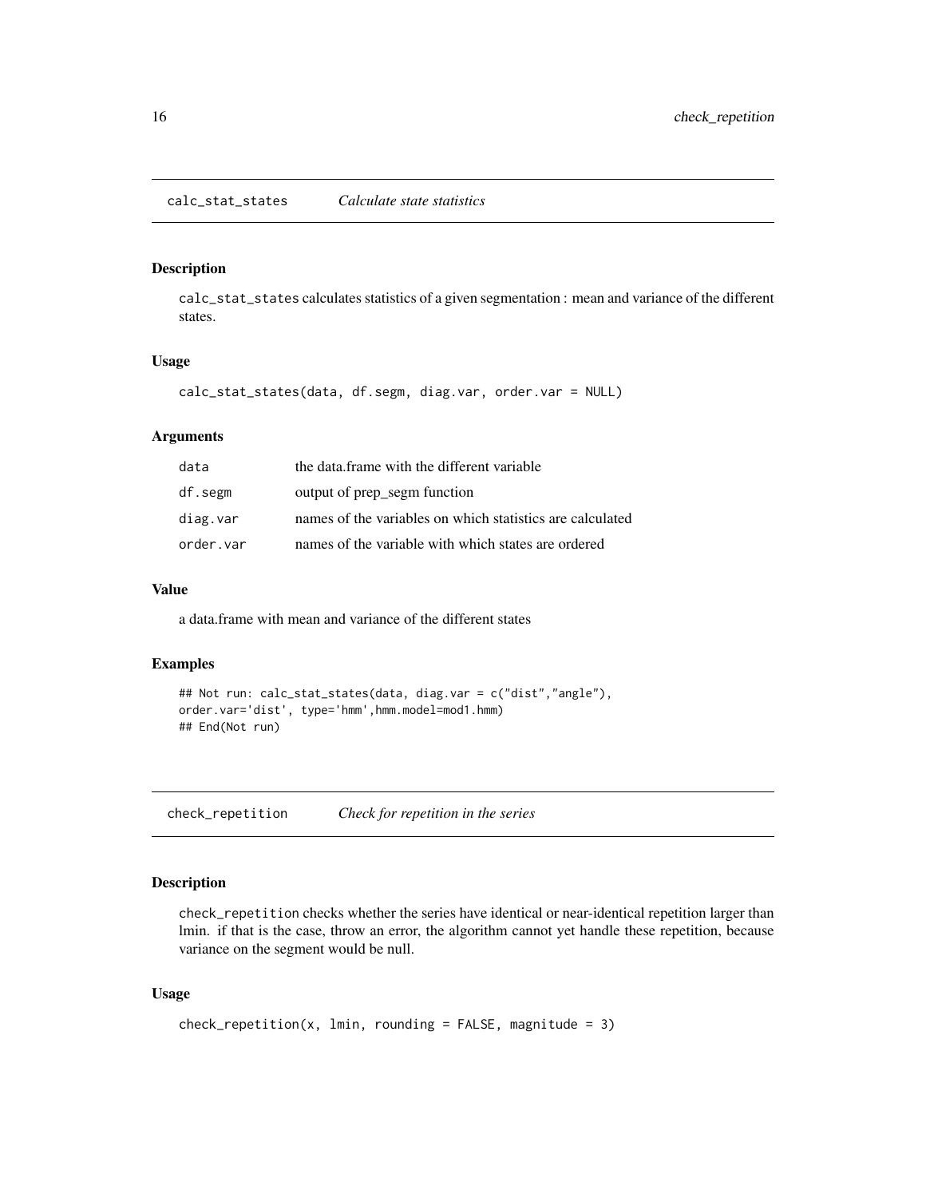## calc_stat_states *Calculate state statistics*

### Description

calc_stat_states calculates statistics of a given segmentation : mean and variance of the different states.

### Usage

```
calc_stat_states(data, df.segm, diag.var, order.var = NULL)
```

### Arguments

| | |
|---|---|
| data | the data.frame with the different variable |
| df.segm | output of prep_segm function |
| diag.var | names of the variables on which statistics are calculated |
| order.var | names of the variable with which states are ordered |

### Value

a data.frame with mean and variance of the different states

### Examples

```
## Not run: calc_stat_states(data, diag.var = c("dist","angle"),
order.var='dist', type='hmm',hmm.model=mod1.hmm)
## End(Not run)
```

## check_repetition *Check for repetition in the series*

### Description

check_repetition checks whether the series have identical or near-identical repetition larger than lmin. if that is the case, throw an error, the algorithm cannot yet handle these repetition, because variance on the segment would be null.

### Usage

```
check_repetition(x, lmin, rounding = FALSE, magnitude = 3)
```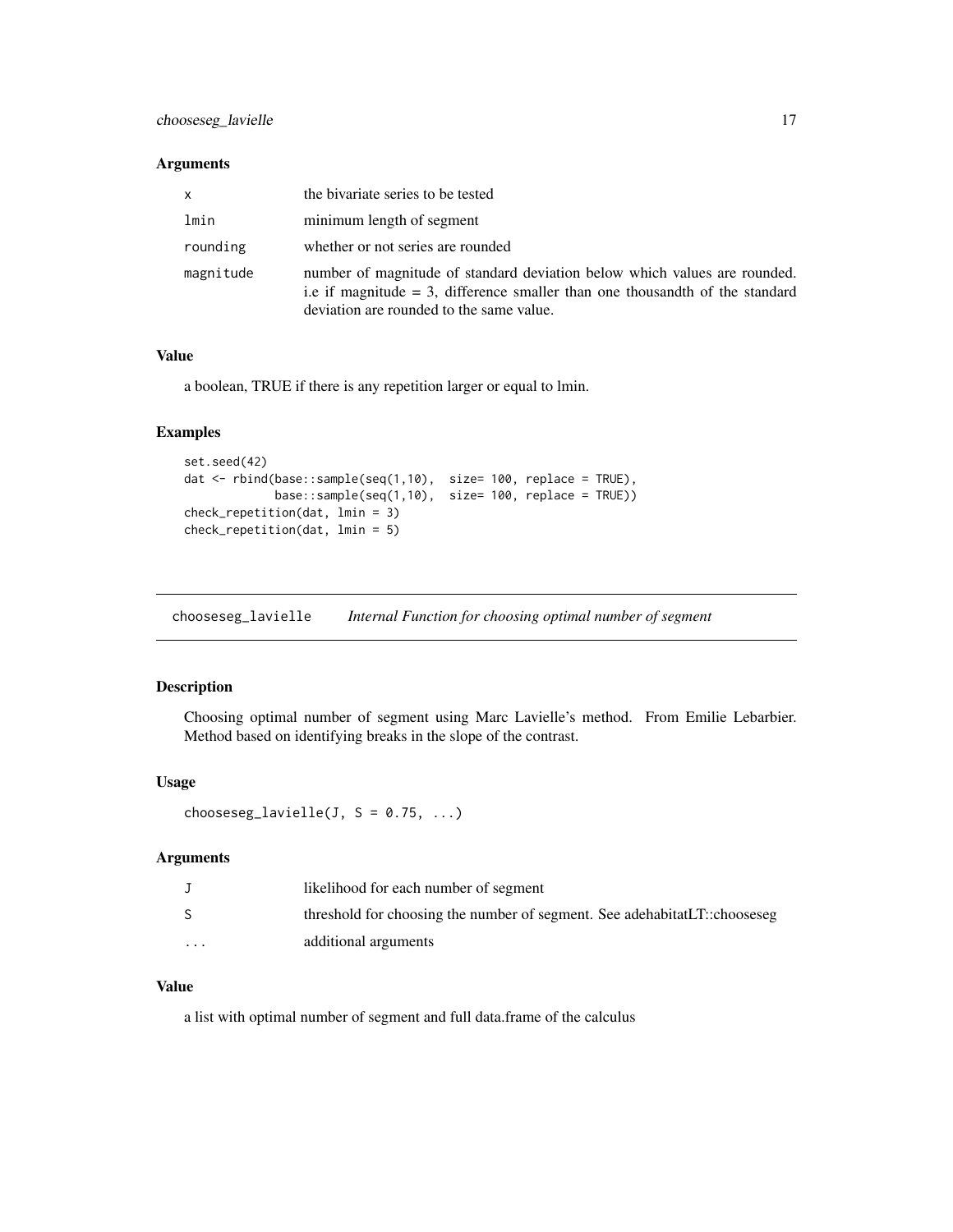### Arguments

| | |
|---|---|
| x | the bivariate series to be tested |
| lmin | minimum length of segment |
| rounding | whether or not series are rounded |
| magnitude | number of magnitude of standard deviation below which values are rounded. i.e if magnitude = 3, difference smaller than one thousandth of the standard deviation are rounded to the same value. |

### Value

a boolean, TRUE if there is any repetition larger or equal to lmin.

### Examples

```
set.seed(42)
dat <- rbind(base::sample(seq(1,10),  size= 100, replace = TRUE),
             base::sample(seq(1,10),  size= 100, replace = TRUE))
check_repetition(dat, lmin = 3)
check_repetition(dat, lmin = 5)
```

---

## chooseseg_lavielle *Internal Function for choosing optimal number of segment*

---

### Description

Choosing optimal number of segment using Marc Lavielle's method. From Emilie Lebarbier. Method based on identifying breaks in the slope of the contrast.

### Usage

```
chooseseg_lavielle(J, S = 0.75, ...)
```

### Arguments

| | |
|---|---|
| J | likelihood for each number of segment |
| S | threshold for choosing the number of segment. See adehabitatLT::chooseseg |
| ... | additional arguments |

### Value

a list with optimal number of segment and full data.frame of the calculus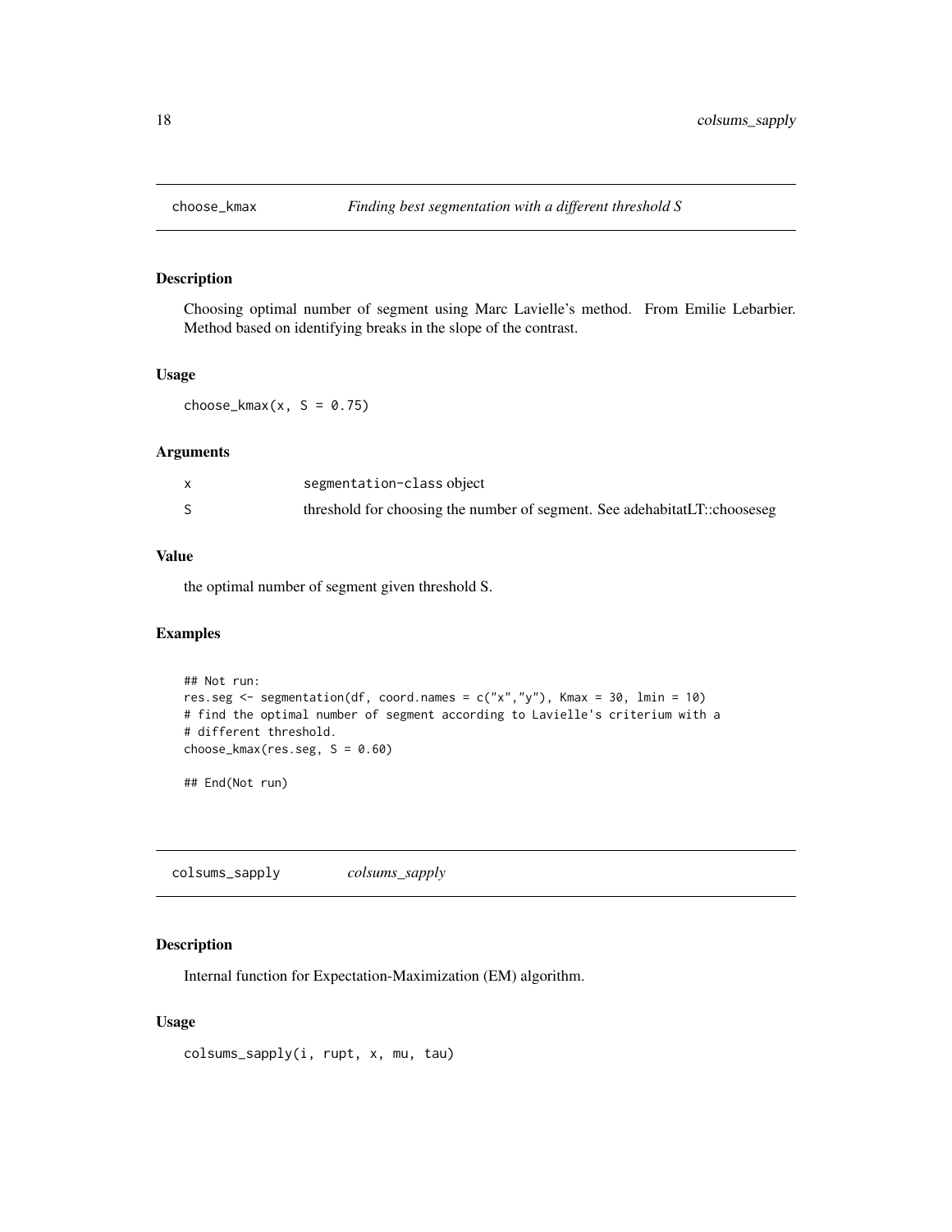## choose_kmax *Finding best segmentation with a different threshold S*

### Description

Choosing optimal number of segment using Marc Lavielle's method. From Emilie Lebarbier. Method based on identifying breaks in the slope of the contrast.

### Usage

```
choose_kmax(x, S = 0.75)
```

### Arguments

| | |
|---|---|
| x | segmentation-class object |
| S | threshold for choosing the number of segment. See adehabitatLT::chooseseg |

### Value

the optimal number of segment given threshold S.

### Examples

```
## Not run:
res.seg <- segmentation(df, coord.names = c("x","y"), Kmax = 30, lmin = 10)
# find the optimal number of segment according to Lavielle's criterium with a
# different threshold.
choose_kmax(res.seg, S = 0.60)

## End(Not run)
```

## colsums_sapply *colsums_sapply*

### Description

Internal function for Expectation-Maximization (EM) algorithm.

### Usage

```
colsums_sapply(i, rupt, x, mu, tau)
```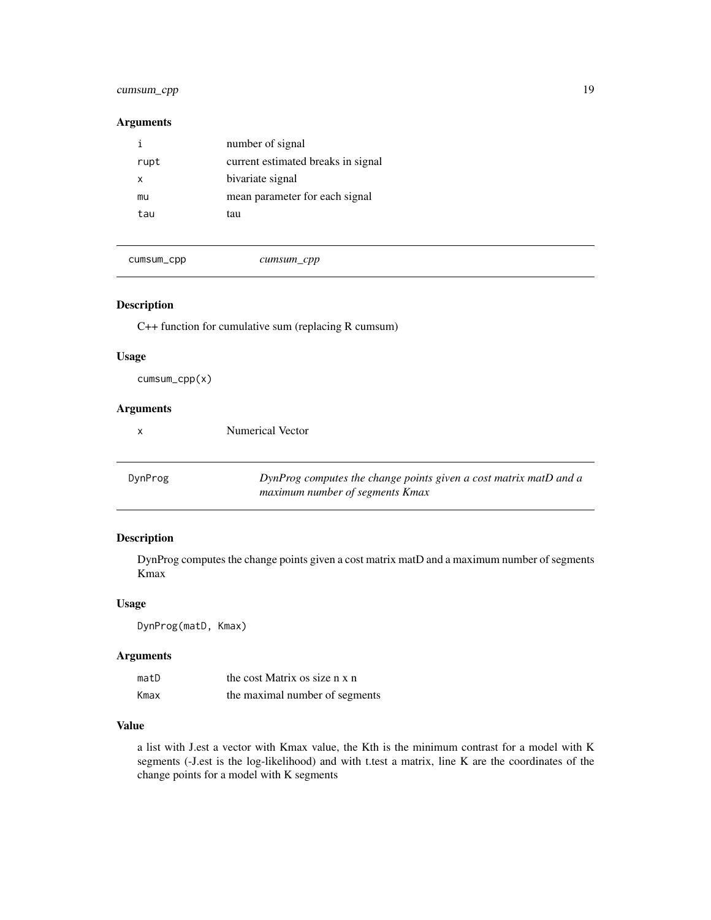### Arguments

| | |
|---|---|
| i | number of signal |
| rupt | current estimated breaks in signal |
| x | bivariate signal |
| mu | mean parameter for each signal |
| tau | tau |

## cumsum_cpp *cumsum_cpp*

### Description

C++ function for cumulative sum (replacing R cumsum)

### Usage

```
cumsum_cpp(x)
```

### Arguments

| | |
|---|---|
| x | Numerical Vector |

## DynProg *DynProg computes the change points given a cost matrix matD and a maximum number of segments Kmax*

### Description

DynProg computes the change points given a cost matrix matD and a maximum number of segments Kmax

### Usage

```
DynProg(matD, Kmax)
```

### Arguments

| | |
|---|---|
| matD | the cost Matrix os size n x n |
| Kmax | the maximal number of segments |

### Value

a list with J.est a vector with Kmax value, the Kth is the minimum contrast for a model with K segments (-J.est is the log-likelihood) and with t.test a matrix, line K are the coordinates of the change points for a model with K segments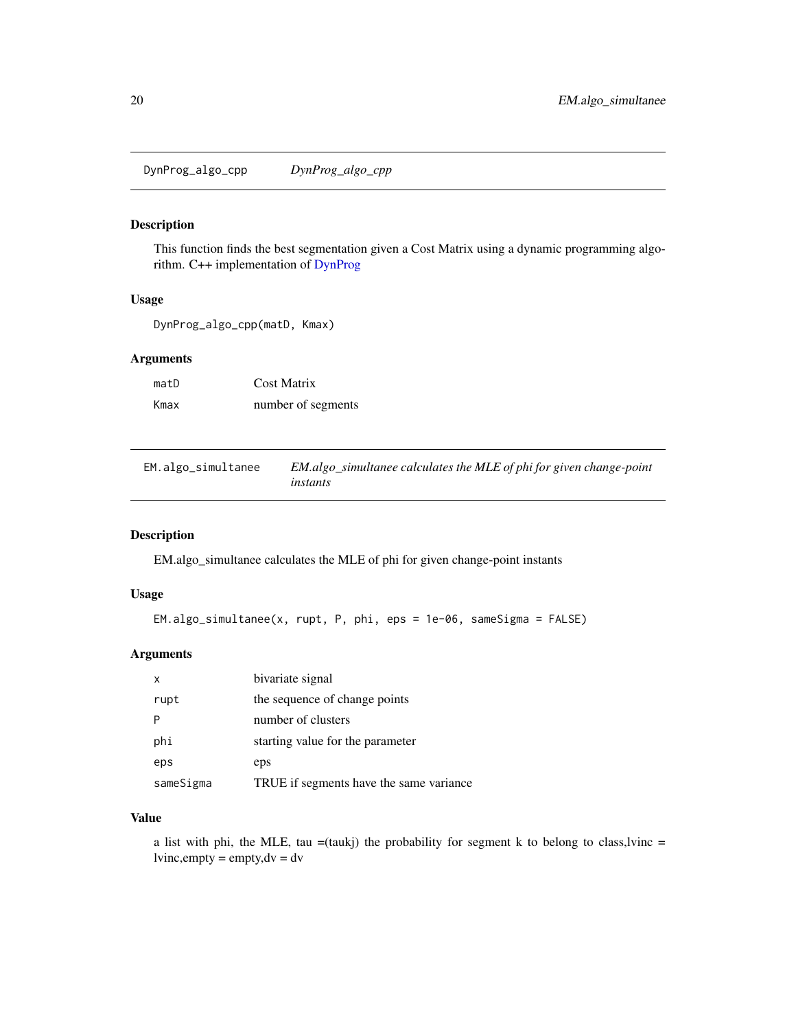## DynProg_algo_cpp *DynProg_algo_cpp*

### Description

This function finds the best segmentation given a Cost Matrix using a dynamic programming algorithm. C++ implementation of DynProg

### Usage

```
DynProg_algo_cpp(matD, Kmax)
```

### Arguments

| | |
|---|---|
| matD | Cost Matrix |
| Kmax | number of segments |

## EM.algo_simultanee *EM.algo_simultanee calculates the MLE of phi for given change-point instants*

### Description

EM.algo_simultanee calculates the MLE of phi for given change-point instants

### Usage

```
EM.algo_simultanee(x, rupt, P, phi, eps = 1e-06, sameSigma = FALSE)
```

### Arguments

| | |
|---|---|
| x | bivariate signal |
| rupt | the sequence of change points |
| P | number of clusters |
| phi | starting value for the parameter |
| eps | eps |
| sameSigma | TRUE if segments have the same variance |

### Value

a list with phi, the MLE, tau =(taukj) the probability for segment k to belong to class,lvinc = lvinc,empty = empty,dv = dv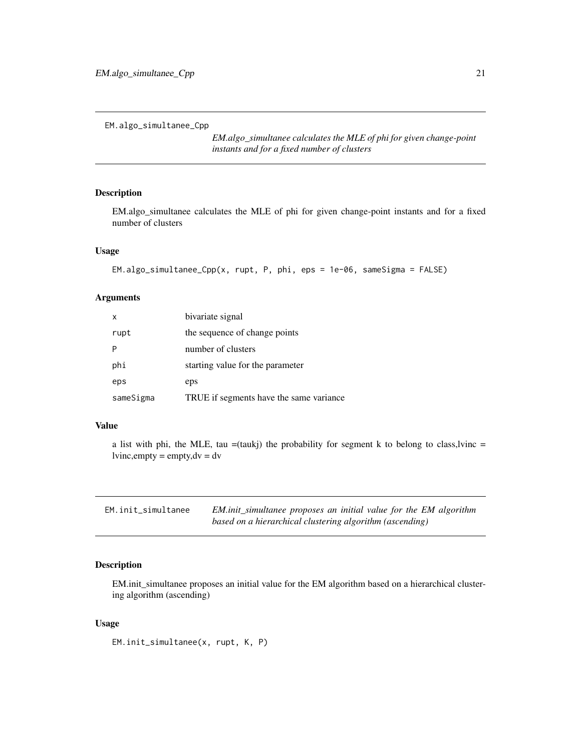## EM.algo_simultanee_Cpp

*EM.algo_simultanee calculates the MLE of phi for given change-point instants and for a fixed number of clusters*

### Description

EM.algo_simultanee calculates the MLE of phi for given change-point instants and for a fixed number of clusters

### Usage

```
EM.algo_simultanee_Cpp(x, rupt, P, phi, eps = 1e-06, sameSigma = FALSE)
```

### Arguments

| | |
|---|---|
| x | bivariate signal |
| rupt | the sequence of change points |
| P | number of clusters |
| phi | starting value for the parameter |
| eps | eps |
| sameSigma | TRUE if segments have the same variance |

### Value

a list with phi, the MLE, tau =(taukj) the probability for segment k to belong to class,lvinc = lvinc,empty = empty,dv = dv

## EM.init_simultanee

*EM.init_simultanee proposes an initial value for the EM algorithm based on a hierarchical clustering algorithm (ascending)*

### Description

EM.init_simultanee proposes an initial value for the EM algorithm based on a hierarchical clustering algorithm (ascending)

### Usage

```
EM.init_simultanee(x, rupt, K, P)
```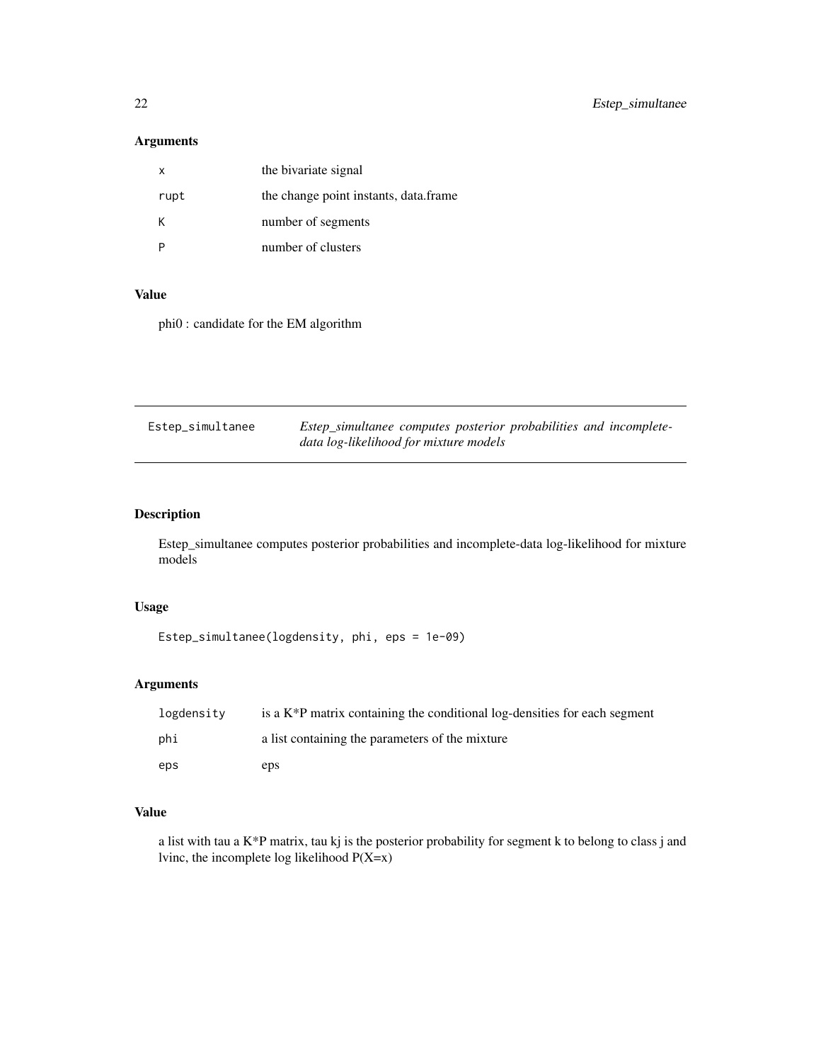### Arguments

| | |
|---|---|
| x | the bivariate signal |
| rupt | the change point instants, data.frame |
| K | number of segments |
| P | number of clusters |

### Value

phi0 : candidate for the EM algorithm

---

## Estep_simultanee — *Estep_simultanee computes posterior probabilities and incomplete-data log-likelihood for mixture models*

### Description

Estep_simultanee computes posterior probabilities and incomplete-data log-likelihood for mixture models

### Usage

```
Estep_simultanee(logdensity, phi, eps = 1e-09)
```

### Arguments

| | |
|---|---|
| logdensity | is a K*P matrix containing the conditional log-densities for each segment |
| phi | a list containing the parameters of the mixture |
| eps | eps |

### Value

a list with tau a K*P matrix, tau kj is the posterior probability for segment k to belong to class j and lvinc, the incomplete log likelihood P(X=x)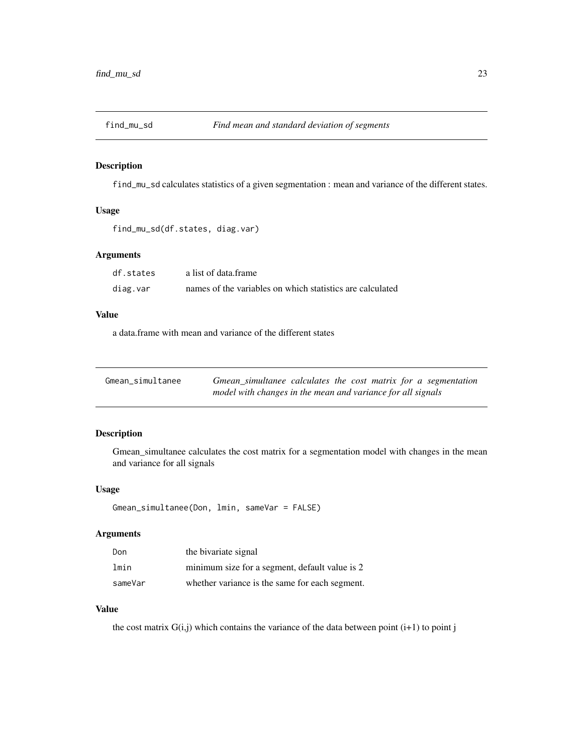## find_mu_sd — *Find mean and standard deviation of segments*

### Description

find_mu_sd calculates statistics of a given segmentation : mean and variance of the different states.

### Usage

```
find_mu_sd(df.states, diag.var)
```

### Arguments

| | |
|---|---|
| df.states | a list of data.frame |
| diag.var | names of the variables on which statistics are calculated |

### Value

a data.frame with mean and variance of the different states

## Gmean_simultanee — *Gmean_simultanee calculates the cost matrix for a segmentation model with changes in the mean and variance for all signals*

### Description

Gmean_simultanee calculates the cost matrix for a segmentation model with changes in the mean and variance for all signals

### Usage

```
Gmean_simultanee(Don, lmin, sameVar = FALSE)
```

### Arguments

| | |
|---|---|
| Don | the bivariate signal |
| lmin | minimum size for a segment, default value is 2 |
| sameVar | whether variance is the same for each segment. |

### Value

the cost matrix G(i,j) which contains the variance of the data between point (i+1) to point j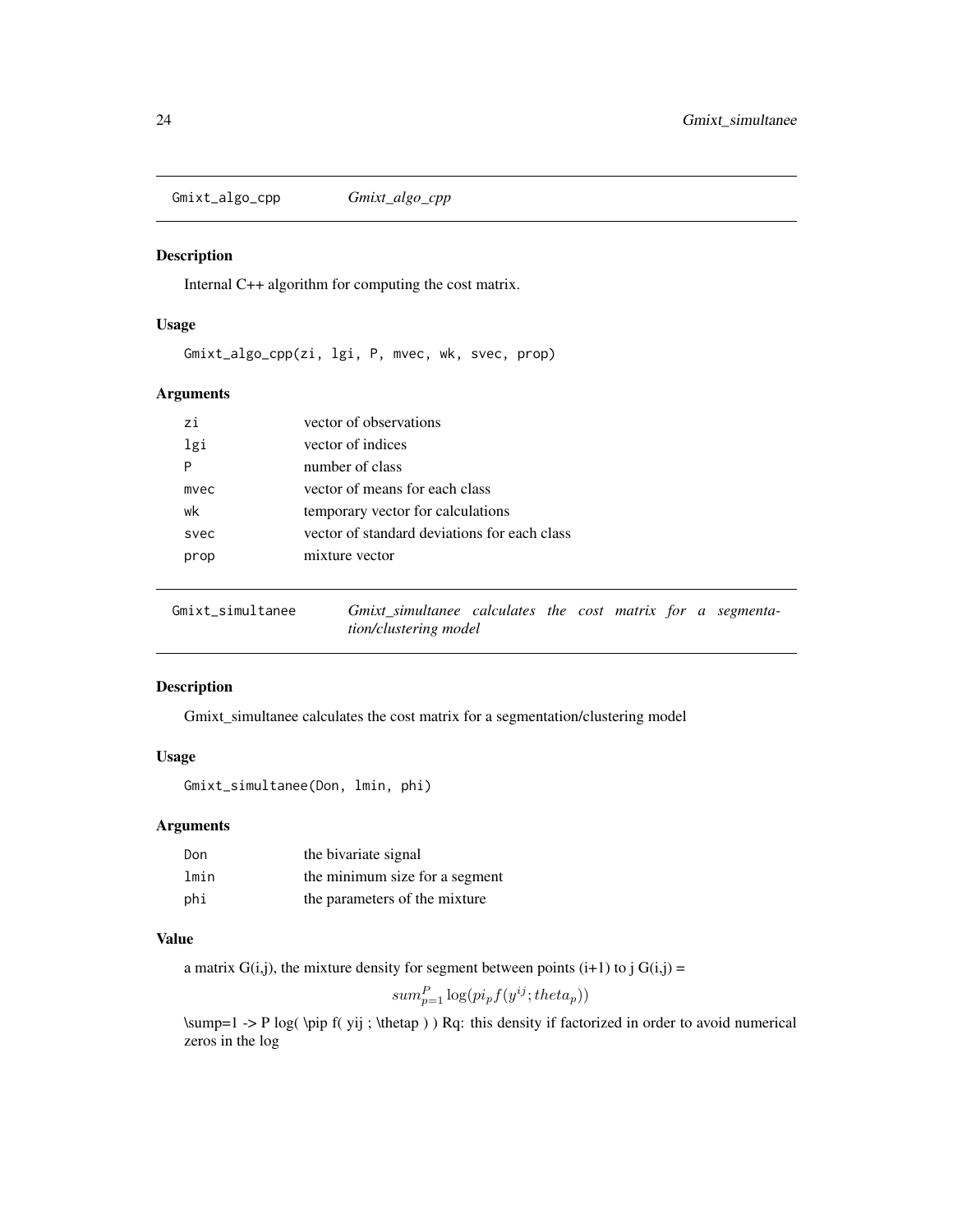## Gmixt_algo_cpp *Gmixt_algo_cpp*

### Description

Internal C++ algorithm for computing the cost matrix.

### Usage

```
Gmixt_algo_cpp(zi, lgi, P, mvec, wk, svec, prop)
```

### Arguments

| | |
|---|---|
| zi | vector of observations |
| lgi | vector of indices |
| P | number of class |
| mvec | vector of means for each class |
| wk | temporary vector for calculations |
| svec | vector of standard deviations for each class |
| prop | mixture vector |

## Gmixt_simultanee *Gmixt_simultanee calculates the cost matrix for a segmentation/clustering model*

### Description

Gmixt_simultanee calculates the cost matrix for a segmentation/clustering model

### Usage

```
Gmixt_simultanee(Don, lmin, phi)
```

### Arguments

| | |
|---|---|
| Don | the bivariate signal |
| lmin | the minimum size for a segment |
| phi | the parameters of the mixture |

### Value

a matrix G(i,j), the mixture density for segment between points (i+1) to j G(i,j) =

$$sum_{p=1}^{P} \log(pi_p f(y^{ij}; theta_p))$$

\sump=1 -> P log( \pip f( yij ; \thetap ) ) Rq: this density if factorized in order to avoid numerical zeros in the log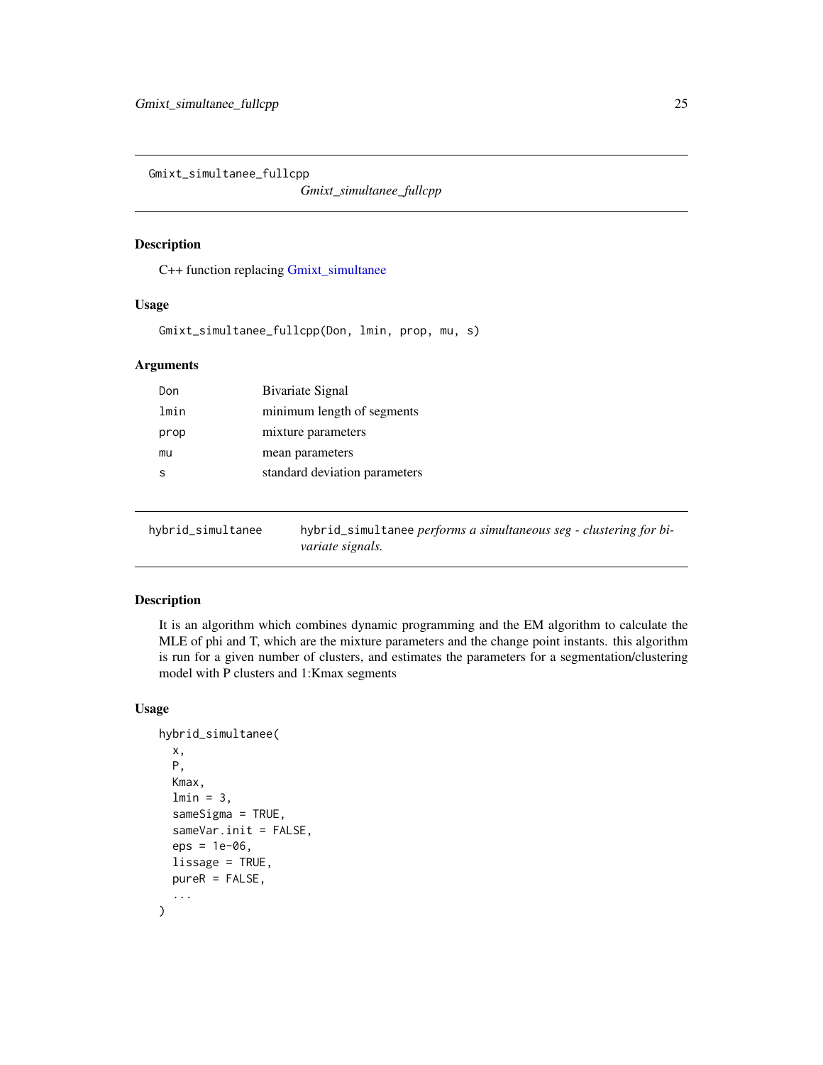## Gmixt_simultanee_fullcpp

*Gmixt_simultanee_fullcpp*

### Description

C++ function replacing Gmixt_simultanee

### Usage

```
Gmixt_simultanee_fullcpp(Don, lmin, prop, mu, s)
```

### Arguments

| | |
|---|---|
| Don | Bivariate Signal |
| lmin | minimum length of segments |
| prop | mixture parameters |
| mu | mean parameters |
| s | standard deviation parameters |

## hybrid_simultanee

hybrid_simultanee *performs a simultaneous seg - clustering for bivariate signals.*

### Description

It is an algorithm which combines dynamic programming and the EM algorithm to calculate the MLE of phi and T, which are the mixture parameters and the change point instants. this algorithm is run for a given number of clusters, and estimates the parameters for a segmentation/clustering model with P clusters and 1:Kmax segments

### Usage

```
hybrid_simultanee(
  x,
  P,
  Kmax,
  lmin = 3,
  sameSigma = TRUE,
  sameVar.init = FALSE,
  eps = 1e-06,
  lissage = TRUE,
  pureR = FALSE,
  ...
)
```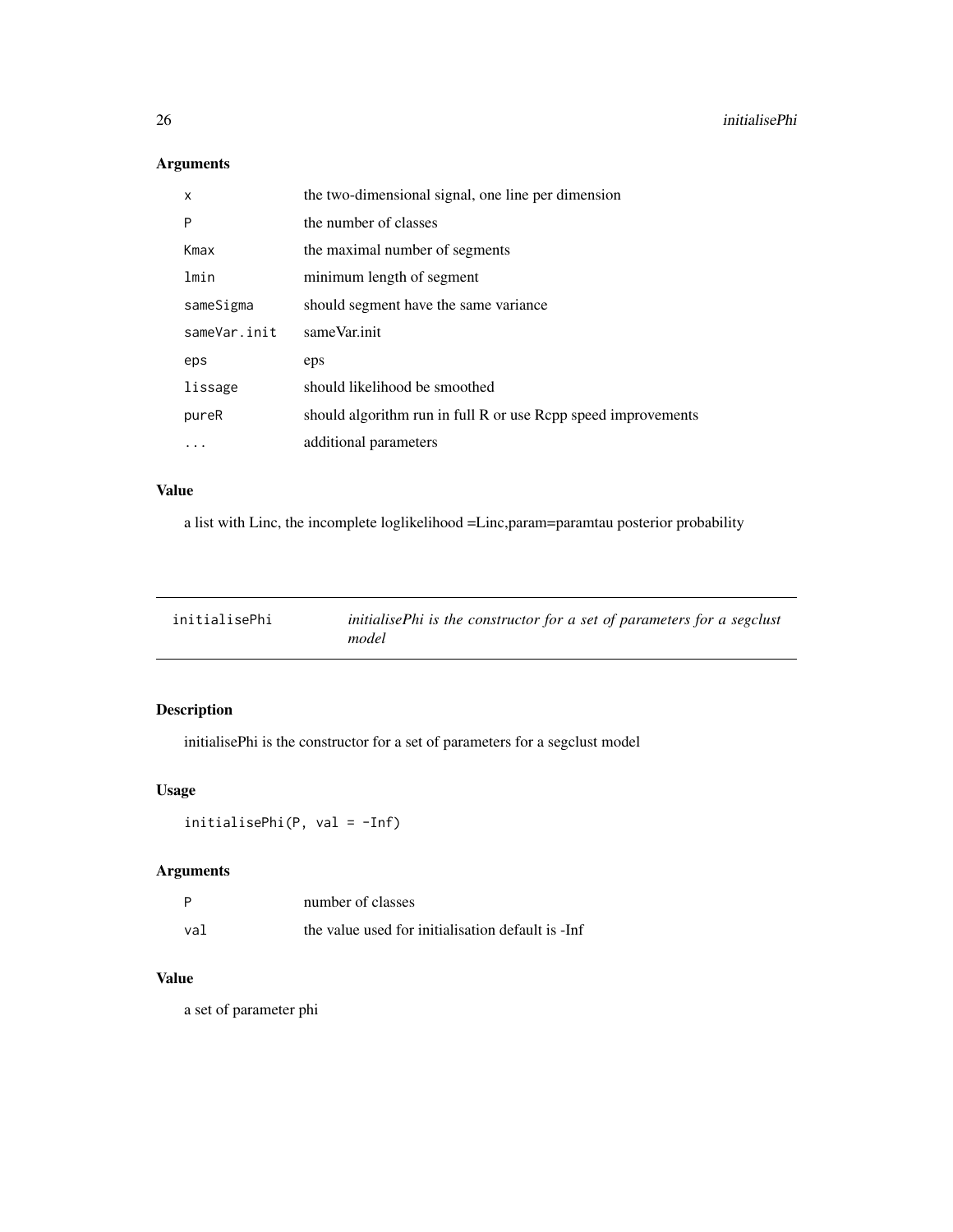### Arguments

| | |
|---|---|
| x | the two-dimensional signal, one line per dimension |
| P | the number of classes |
| Kmax | the maximal number of segments |
| lmin | minimum length of segment |
| sameSigma | should segment have the same variance |
| sameVar.init | sameVar.init |
| eps | eps |
| lissage | should likelihood be smoothed |
| pureR | should algorithm run in full R or use Rcpp speed improvements |
| ... | additional parameters |

### Value

a list with Linc, the incomplete loglikelihood =Linc,param=paramtau posterior probability

---

## initialisePhi — *initialisePhi is the constructor for a set of parameters for a segclust model*

---

### Description

initialisePhi is the constructor for a set of parameters for a segclust model

### Usage

```
initialisePhi(P, val = -Inf)
```

### Arguments

| | |
|---|---|
| P | number of classes |
| val | the value used for initialisation default is -Inf |

### Value

a set of parameter phi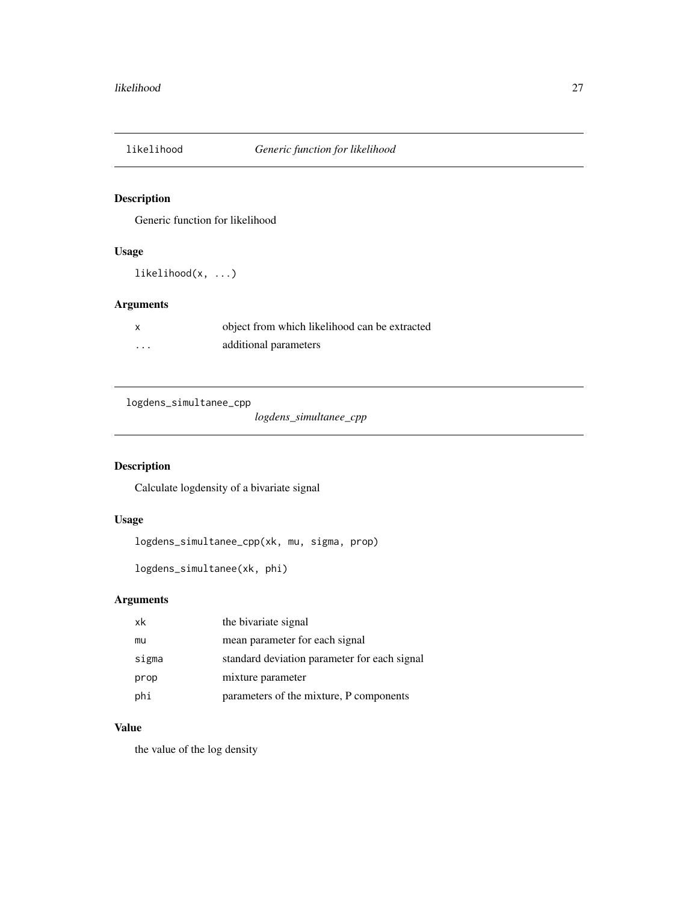## likelihood *Generic function for likelihood*

### Description

Generic function for likelihood

### Usage

```
likelihood(x, ...)
```

### Arguments

| | |
|---|---|
| x | object from which likelihood can be extracted |
| ... | additional parameters |

## logdens_simultanee_cpp *logdens_simultanee_cpp*

### Description

Calculate logdensity of a bivariate signal

### Usage

```
logdens_simultanee_cpp(xk, mu, sigma, prop)

logdens_simultanee(xk, phi)
```

### Arguments

| | |
|---|---|
| xk | the bivariate signal |
| mu | mean parameter for each signal |
| sigma | standard deviation parameter for each signal |
| prop | mixture parameter |
| phi | parameters of the mixture, P components |

### Value

the value of the log density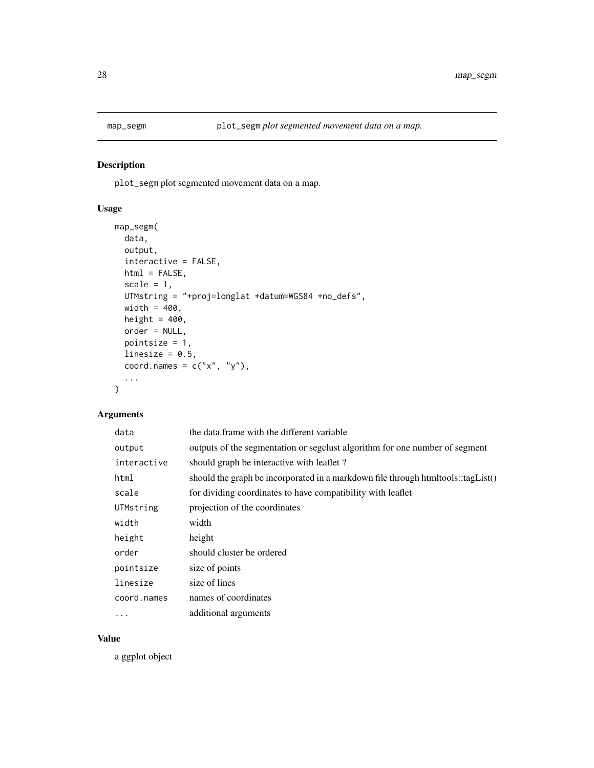# map_segm — plot_segm *plot segmented movement data on a map.*

## Description

plot_segm plot segmented movement data on a map.

## Usage

```
map_segm(
  data,
  output,
  interactive = FALSE,
  html = FALSE,
  scale = 1,
  UTMstring = "+proj=longlat +datum=WGS84 +no_defs",
  width = 400,
  height = 400,
  order = NULL,
  pointsize = 1,
  linesize = 0.5,
  coord.names = c("x", "y"),
  ...
)
```

## Arguments

| | |
|---|---|
| data | the data.frame with the different variable |
| output | outputs of the segmentation or segclust algorithm for one number of segment |
| interactive | should graph be interactive with leaflet ? |
| html | should the graph be incorporated in a markdown file through htmltools::tagList() |
| scale | for dividing coordinates to have compatibility with leaflet |
| UTMstring | projection of the coordinates |
| width | width |
| height | height |
| order | should cluster be ordered |
| pointsize | size of points |
| linesize | size of lines |
| coord.names | names of coordinates |
| ... | additional arguments |

## Value

a ggplot object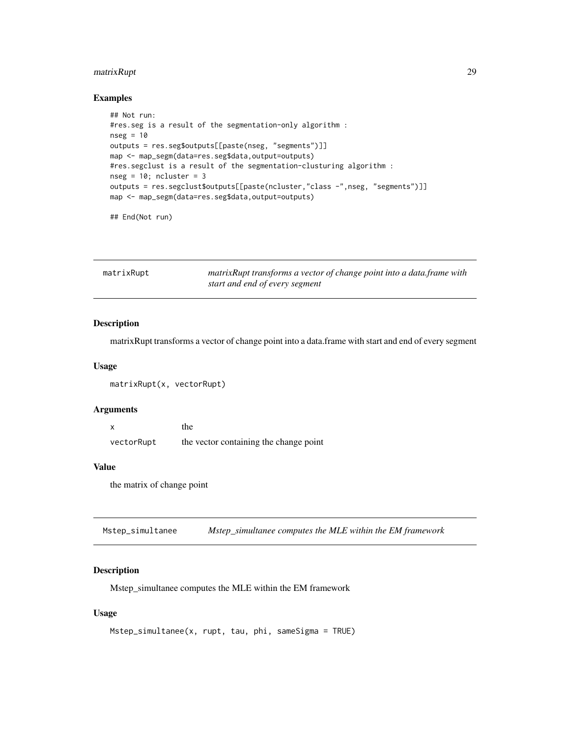### Examples

```
## Not run:
#res.seg is a result of the segmentation-only algorithm :
nseg = 10
outputs = res.seg$outputs[[paste(nseg, "segments")]]
map <- map_segm(data=res.seg$data,output=outputs)
#res.segclust is a result of the segmentation-clusturing algorithm :
nseg = 10; ncluster = 3
outputs = res.segclust$outputs[[paste(ncluster,"class -",nseg, "segments")]]
map <- map_segm(data=res.seg$data,output=outputs)

## End(Not run)
```

## matrixRupt — *matrixRupt transforms a vector of change point into a data.frame with start and end of every segment*

### Description

matrixRupt transforms a vector of change point into a data.frame with start and end of every segment

### Usage

```
matrixRupt(x, vectorRupt)
```

### Arguments

| | |
|---|---|
| x | the |
| vectorRupt | the vector containing the change point |

### Value

the matrix of change point

## Mstep_simultanee — *Mstep_simultanee computes the MLE within the EM framework*

### Description

Mstep_simultanee computes the MLE within the EM framework

### Usage

```
Mstep_simultanee(x, rupt, tau, phi, sameSigma = TRUE)
```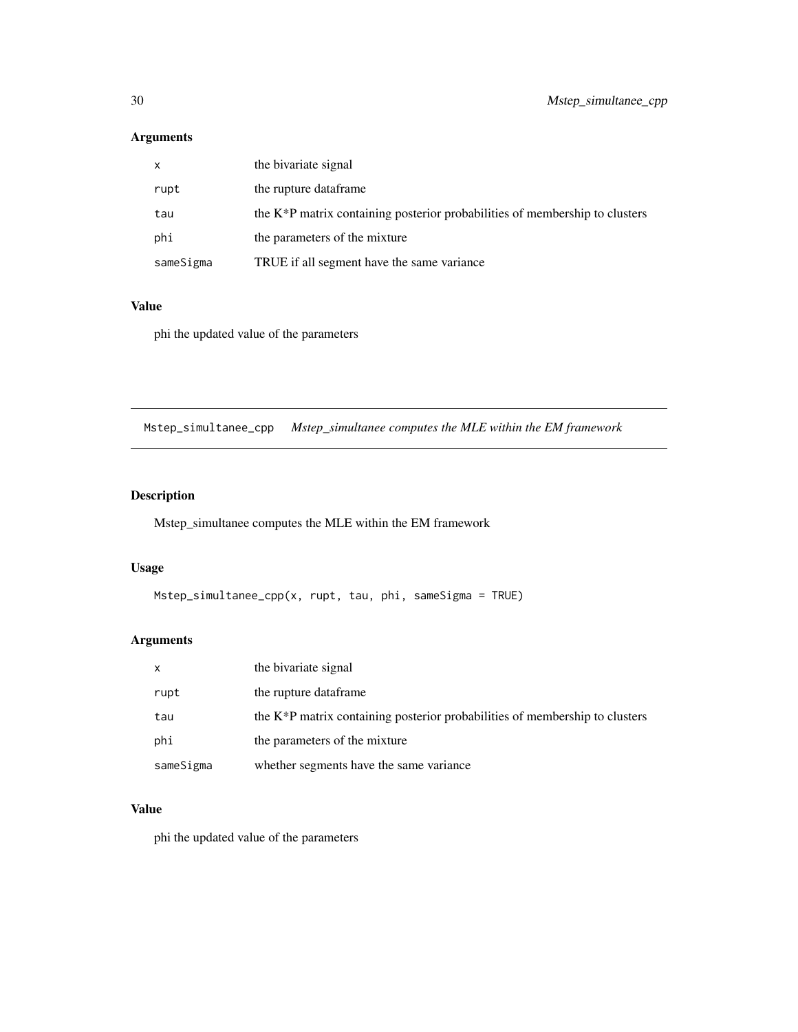### Arguments

| | |
|---|---|
| x | the bivariate signal |
| rupt | the rupture dataframe |
| tau | the K*P matrix containing posterior probabilities of membership to clusters |
| phi | the parameters of the mixture |
| sameSigma | TRUE if all segment have the same variance |

### Value

phi the updated value of the parameters

---

## Mstep_simultanee_cpp *Mstep_simultanee computes the MLE within the EM framework*

### Description

Mstep_simultanee computes the MLE within the EM framework

### Usage

```
Mstep_simultanee_cpp(x, rupt, tau, phi, sameSigma = TRUE)
```

### Arguments

| | |
|---|---|
| x | the bivariate signal |
| rupt | the rupture dataframe |
| tau | the K*P matrix containing posterior probabilities of membership to clusters |
| phi | the parameters of the mixture |
| sameSigma | whether segments have the same variance |

### Value

phi the updated value of the parameters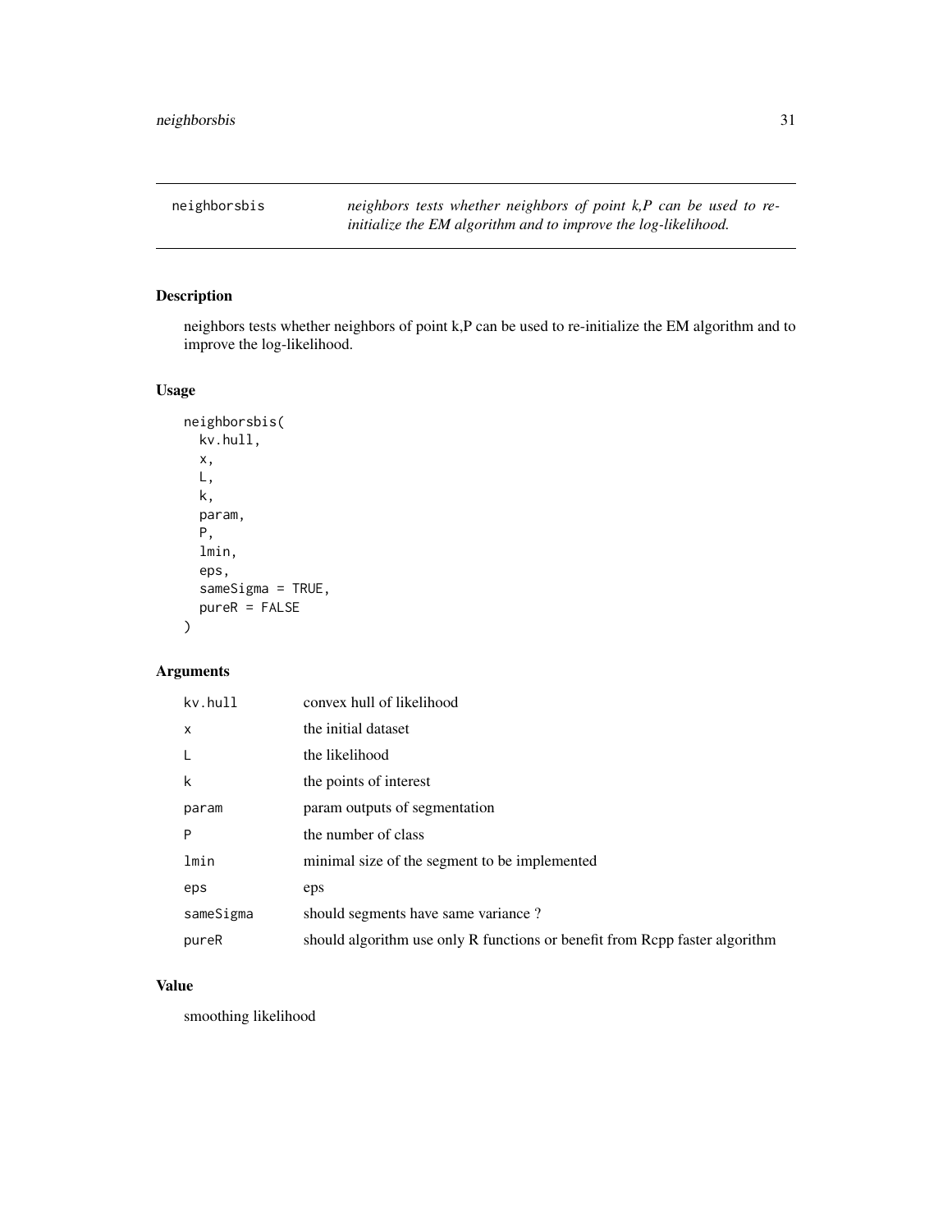neighborsbis *neighbors tests whether neighbors of point k,P can be used to re-initialize the EM algorithm and to improve the log-likelihood.*

## Description

neighbors tests whether neighbors of point k,P can be used to re-initialize the EM algorithm and to improve the log-likelihood.

## Usage

```
neighborsbis(
  kv.hull,
  x,
  L,
  k,
  param,
  P,
  lmin,
  eps,
  sameSigma = TRUE,
  pureR = FALSE
)
```

## Arguments

| | |
|---|---|
| kv.hull | convex hull of likelihood |
| x | the initial dataset |
| L | the likelihood |
| k | the points of interest |
| param | param outputs of segmentation |
| P | the number of class |
| lmin | minimal size of the segment to be implemented |
| eps | eps |
| sameSigma | should segments have same variance ? |
| pureR | should algorithm use only R functions or benefit from Rcpp faster algorithm |

## Value

smoothing likelihood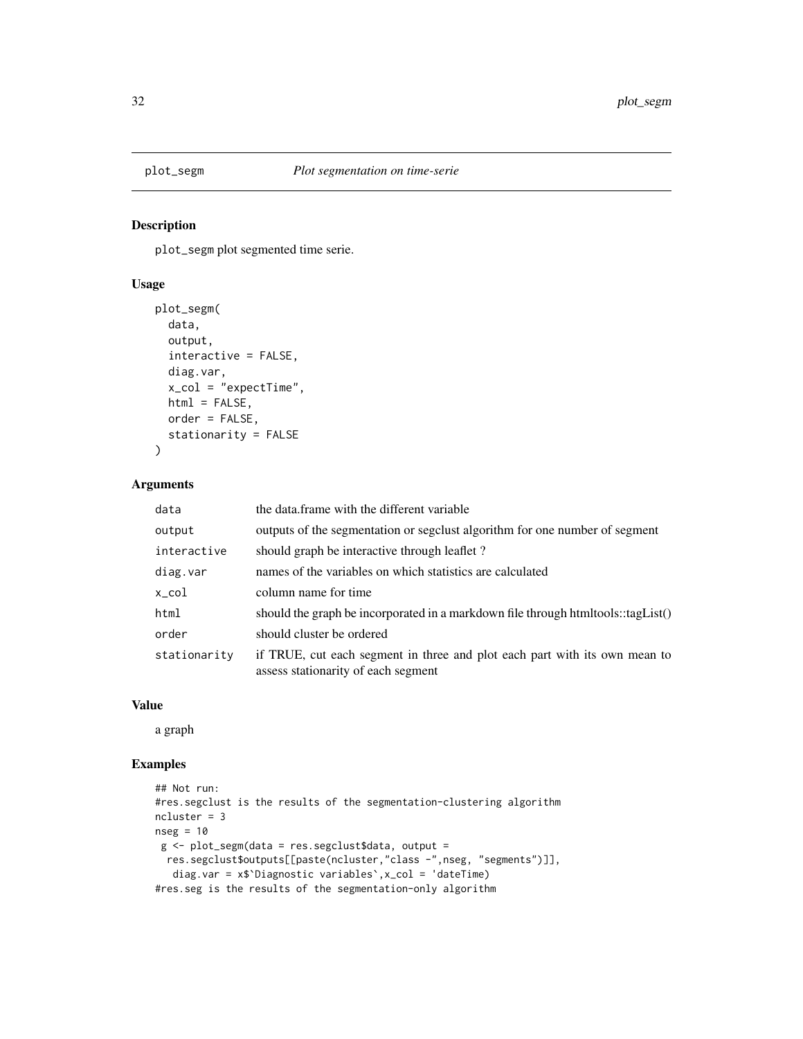# plot_segm — *Plot segmentation on time-serie*

## Description

plot_segm plot segmented time serie.

## Usage

```
plot_segm(
  data,
  output,
  interactive = FALSE,
  diag.var,
  x_col = "expectTime",
  html = FALSE,
  order = FALSE,
  stationarity = FALSE
)
```

## Arguments

| Argument | Description |
|---|---|
| data | the data.frame with the different variable |
| output | outputs of the segmentation or segclust algorithm for one number of segment |
| interactive | should graph be interactive through leaflet ? |
| diag.var | names of the variables on which statistics are calculated |
| x_col | column name for time |
| html | should the graph be incorporated in a markdown file through htmltools::tagList() |
| order | should cluster be ordered |
| stationarity | if TRUE, cut each segment in three and plot each part with its own mean to assess stationarity of each segment |

## Value

a graph

## Examples

```
## Not run:
#res.segclust is the results of the segmentation-clustering algorithm
ncluster = 3
nseg = 10
 g <- plot_segm(data = res.segclust$data, output =
  res.segclust$outputs[[paste(ncluster,"class -",nseg, "segments")]],
   diag.var = x$`Diagnostic variables`,x_col = 'dateTime)
#res.seg is the results of the segmentation-only algorithm
```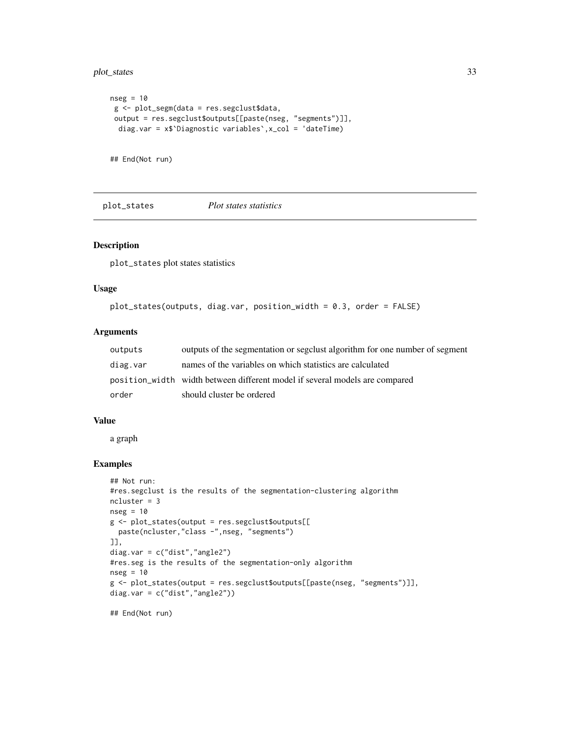```
nseg = 10
 g <- plot_segm(data = res.segclust$data,
 output = res.segclust$outputs[[paste(nseg, "segments")]],
  diag.var = x$`Diagnostic variables`,x_col = 'dateTime)


## End(Not run)
```

## plot_states — *Plot states statistics*

### Description

plot_states plot states statistics

### Usage

```
plot_states(outputs, diag.var, position_width = 0.3, order = FALSE)
```

### Arguments

| | |
|---|---|
| outputs | outputs of the segmentation or segclust algorithm for one number of segment |
| diag.var | names of the variables on which statistics are calculated |
| position_width | width between different model if several models are compared |
| order | should cluster be ordered |

### Value

a graph

### Examples

```
## Not run:
#res.segclust is the results of the segmentation-clustering algorithm
ncluster = 3
nseg = 10
g <- plot_states(output = res.segclust$outputs[[
  paste(ncluster,"class -",nseg, "segments")
]],
diag.var = c("dist","angle2")
#res.seg is the results of the segmentation-only algorithm
nseg = 10
g <- plot_states(output = res.segclust$outputs[[paste(nseg, "segments")]],
diag.var = c("dist","angle2"))

## End(Not run)
```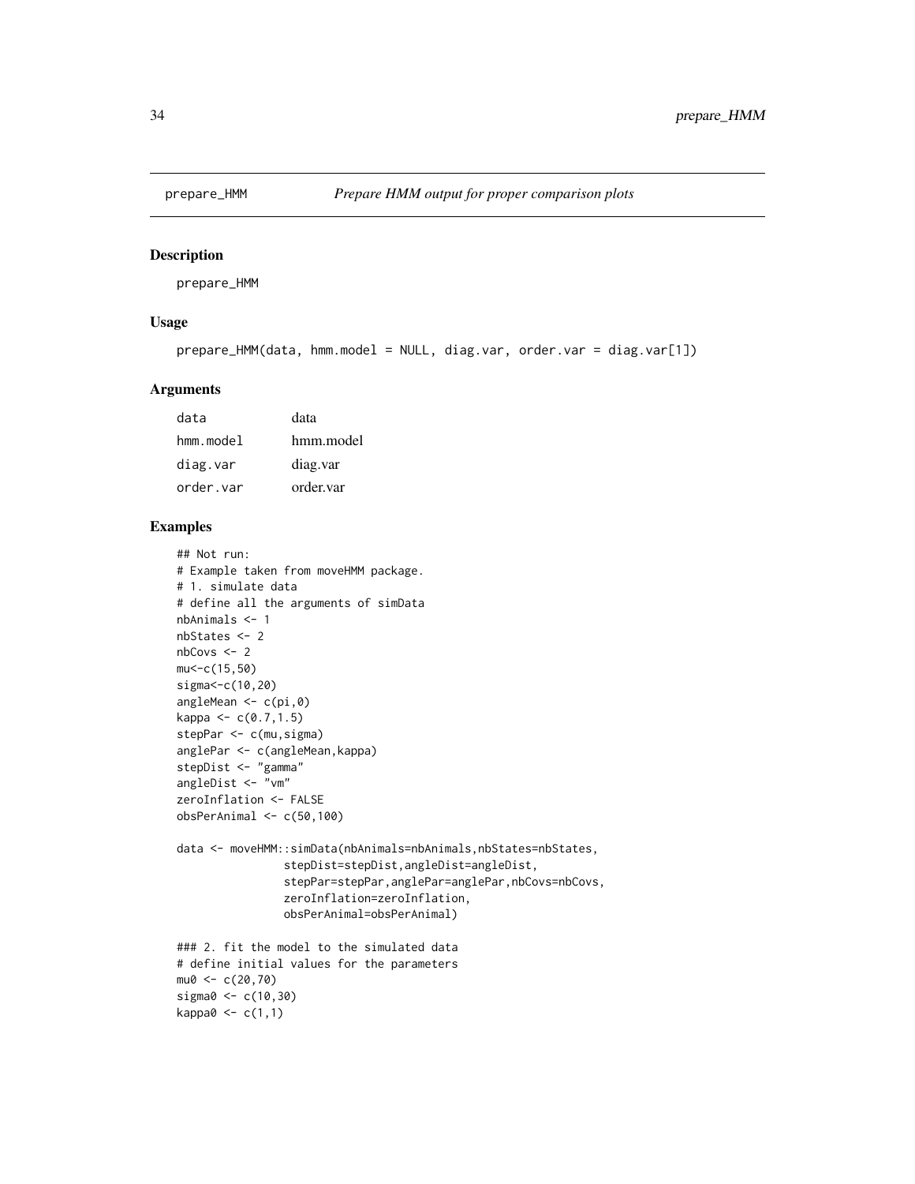## prepare_HMM *Prepare HMM output for proper comparison plots*

### Description

prepare_HMM

### Usage

```
prepare_HMM(data, hmm.model = NULL, diag.var, order.var = diag.var[1])
```

### Arguments

| | |
|---|---|
| data | data |
| hmm.model | hmm.model |
| diag.var | diag.var |
| order.var | order.var |

### Examples

```
## Not run:
# Example taken from moveHMM package.
# 1. simulate data
# define all the arguments of simData
nbAnimals <- 1
nbStates <- 2
nbCovs <- 2
mu<-c(15,50)
sigma<-c(10,20)
angleMean <- c(pi,0)
kappa <- c(0.7,1.5)
stepPar <- c(mu,sigma)
anglePar <- c(angleMean,kappa)
stepDist <- "gamma"
angleDist <- "vm"
zeroInflation <- FALSE
obsPerAnimal <- c(50,100)

data <- moveHMM::simData(nbAnimals=nbAnimals,nbStates=nbStates,
                stepDist=stepDist,angleDist=angleDist,
                stepPar=stepPar,anglePar=anglePar,nbCovs=nbCovs,
                zeroInflation=zeroInflation,
                obsPerAnimal=obsPerAnimal)

### 2. fit the model to the simulated data
# define initial values for the parameters
mu0 <- c(20,70)
sigma0 <- c(10,30)
kappa0 <- c(1,1)
```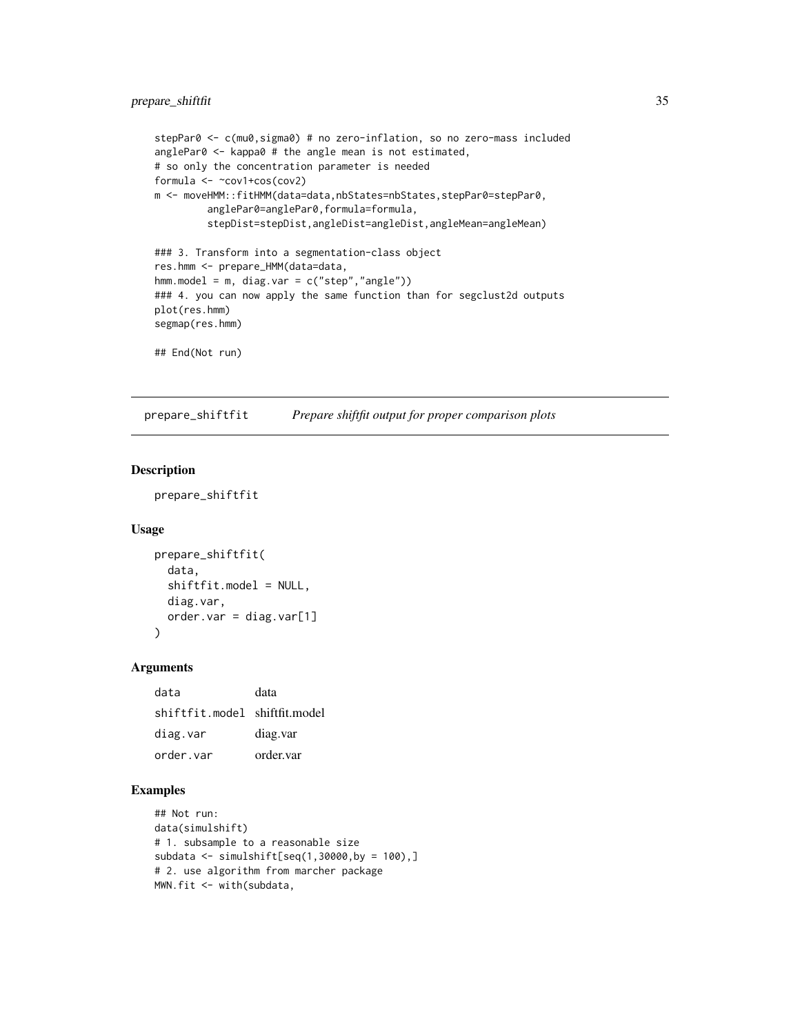```
stepPar0 <- c(mu0,sigma0) # no zero-inflation, so no zero-mass included
anglePar0 <- kappa0 # the angle mean is not estimated,
# so only the concentration parameter is needed
formula <- ~cov1+cos(cov2)
m <- moveHMM::fitHMM(data=data,nbStates=nbStates,stepPar0=stepPar0,
         anglePar0=anglePar0,formula=formula,
         stepDist=stepDist,angleDist=angleDist,angleMean=angleMean)

### 3. Transform into a segmentation-class object
res.hmm <- prepare_HMM(data=data,
hmm.model = m, diag.var = c("step","angle"))
### 4. you can now apply the same function than for segclust2d outputs
plot(res.hmm)
segmap(res.hmm)

## End(Not run)
```

## prepare_shiftfit — *Prepare shiftfit output for proper comparison plots*

### Description

prepare_shiftfit

### Usage

```
prepare_shiftfit(
  data,
  shiftfit.model = NULL,
  diag.var,
  order.var = diag.var[1]
)
```

### Arguments

| | |
|---|---|
| data | data |
| shiftfit.model | shiftfit.model |
| diag.var | diag.var |
| order.var | order.var |

### Examples

```
## Not run:
data(simulshift)
# 1. subsample to a reasonable size
subdata <- simulshift[seq(1,30000,by = 100),]
# 2. use algorithm from marcher package
MWN.fit <- with(subdata,
```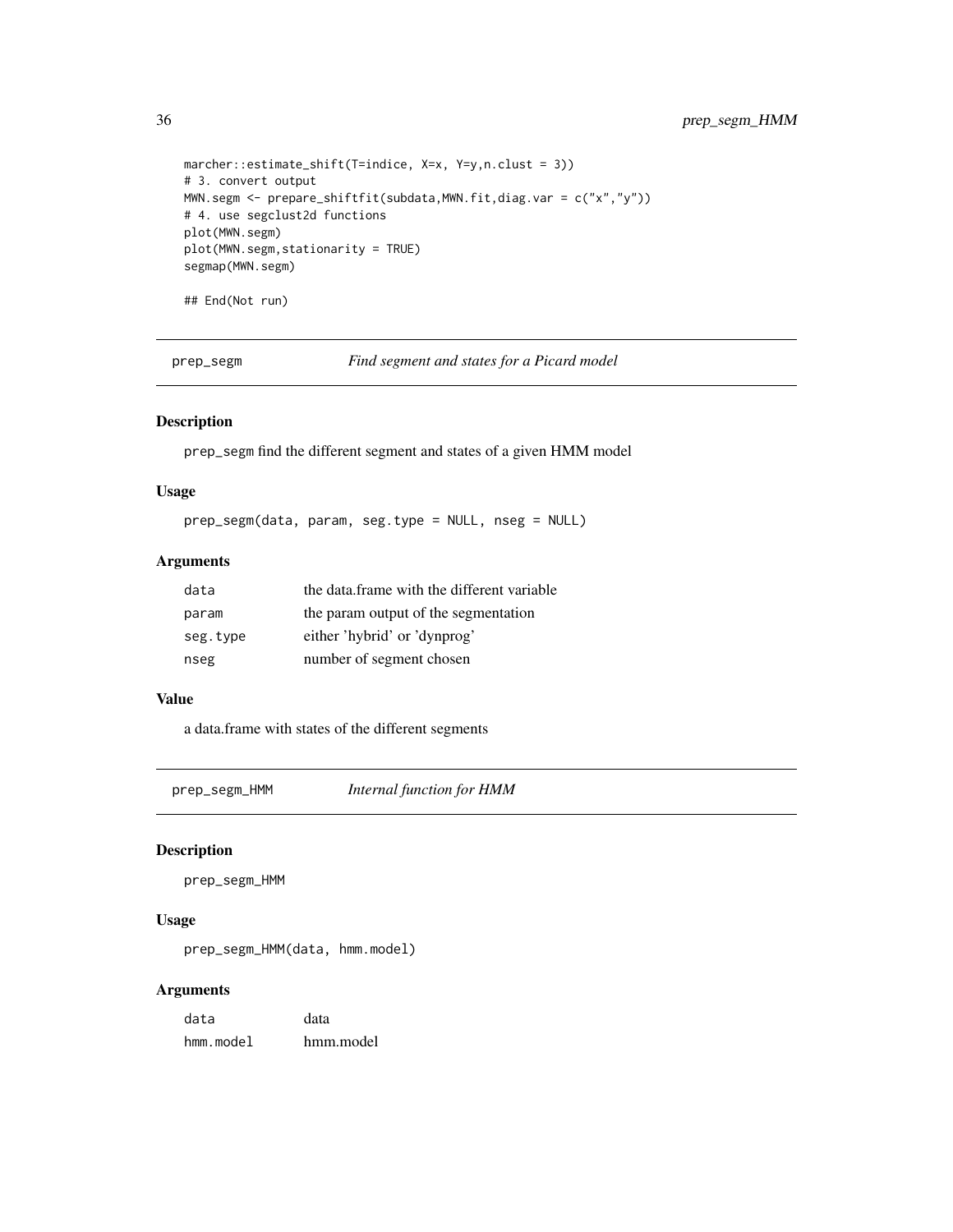```
marcher::estimate_shift(T=indice, X=x, Y=y,n.clust = 3))
# 3. convert output
MWN.segm <- prepare_shiftfit(subdata,MWN.fit,diag.var = c("x","y"))
# 4. use segclust2d functions
plot(MWN.segm)
plot(MWN.segm,stationarity = TRUE)
segmap(MWN.segm)

## End(Not run)
```

## prep_segm — *Find segment and states for a Picard model*

### Description

prep_segm find the different segment and states of a given HMM model

### Usage

```
prep_segm(data, param, seg.type = NULL, nseg = NULL)
```

### Arguments

| | |
|---|---|
| data | the data.frame with the different variable |
| param | the param output of the segmentation |
| seg.type | either 'hybrid' or 'dynprog' |
| nseg | number of segment chosen |

### Value

a data.frame with states of the different segments

## prep_segm_HMM — *Internal function for HMM*

### Description

prep_segm_HMM

### Usage

```
prep_segm_HMM(data, hmm.model)
```

### Arguments

| | |
|---|---|
| data | data |
| hmm.model | hmm.model |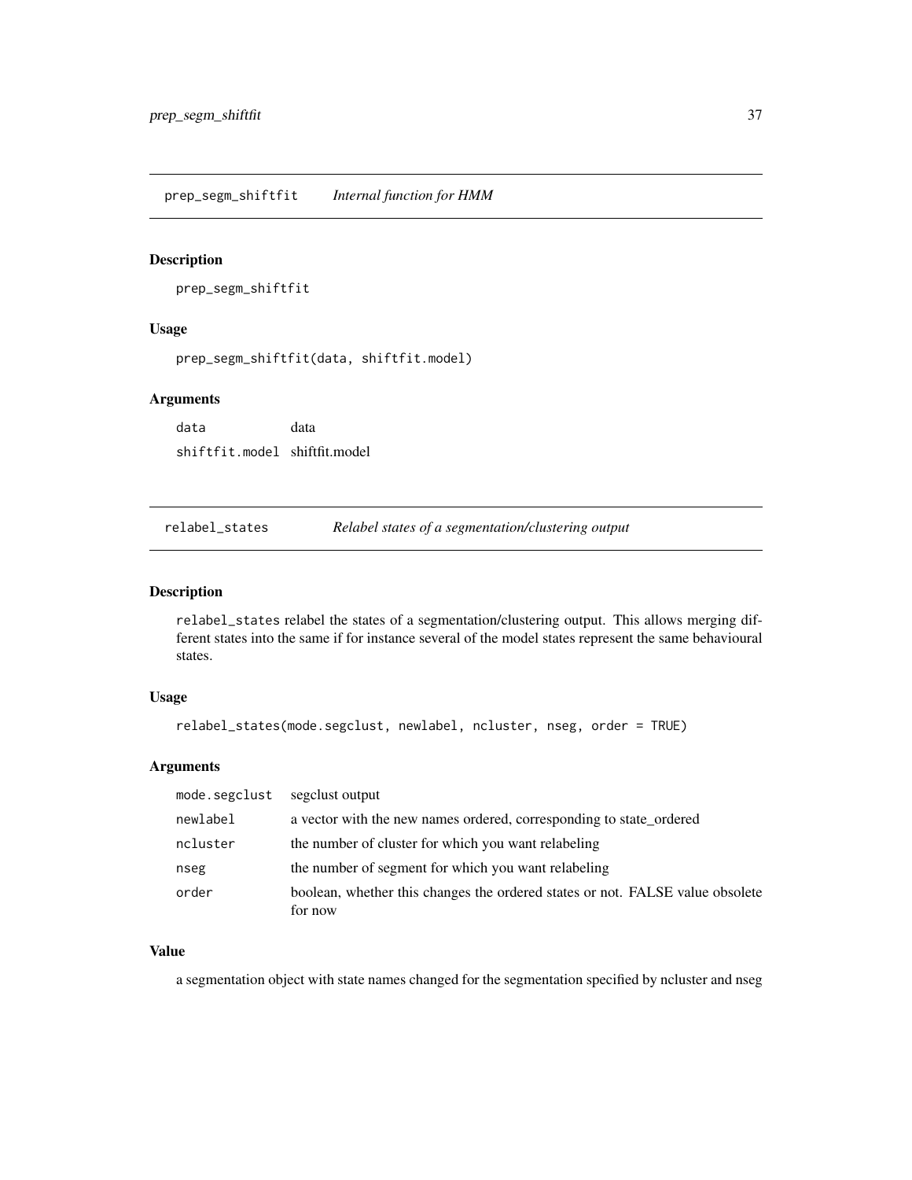## prep_segm_shiftfit — *Internal function for HMM*

### Description

prep_segm_shiftfit

### Usage

```
prep_segm_shiftfit(data, shiftfit.model)
```

### Arguments

| | |
|---|---|
| data | data |
| shiftfit.model | shiftfit.model |

## relabel_states — *Relabel states of a segmentation/clustering output*

### Description

relabel_states relabel the states of a segmentation/clustering output. This allows merging different states into the same if for instance several of the model states represent the same behavioural states.

### Usage

```
relabel_states(mode.segclust, newlabel, ncluster, nseg, order = TRUE)
```

### Arguments

| | |
|---|---|
| mode.segclust | segclust output |
| newlabel | a vector with the new names ordered, corresponding to state_ordered |
| ncluster | the number of cluster for which you want relabeling |
| nseg | the number of segment for which you want relabeling |
| order | boolean, whether this changes the ordered states or not. FALSE value obsolete for now |

### Value

a segmentation object with state names changed for the segmentation specified by ncluster and nseg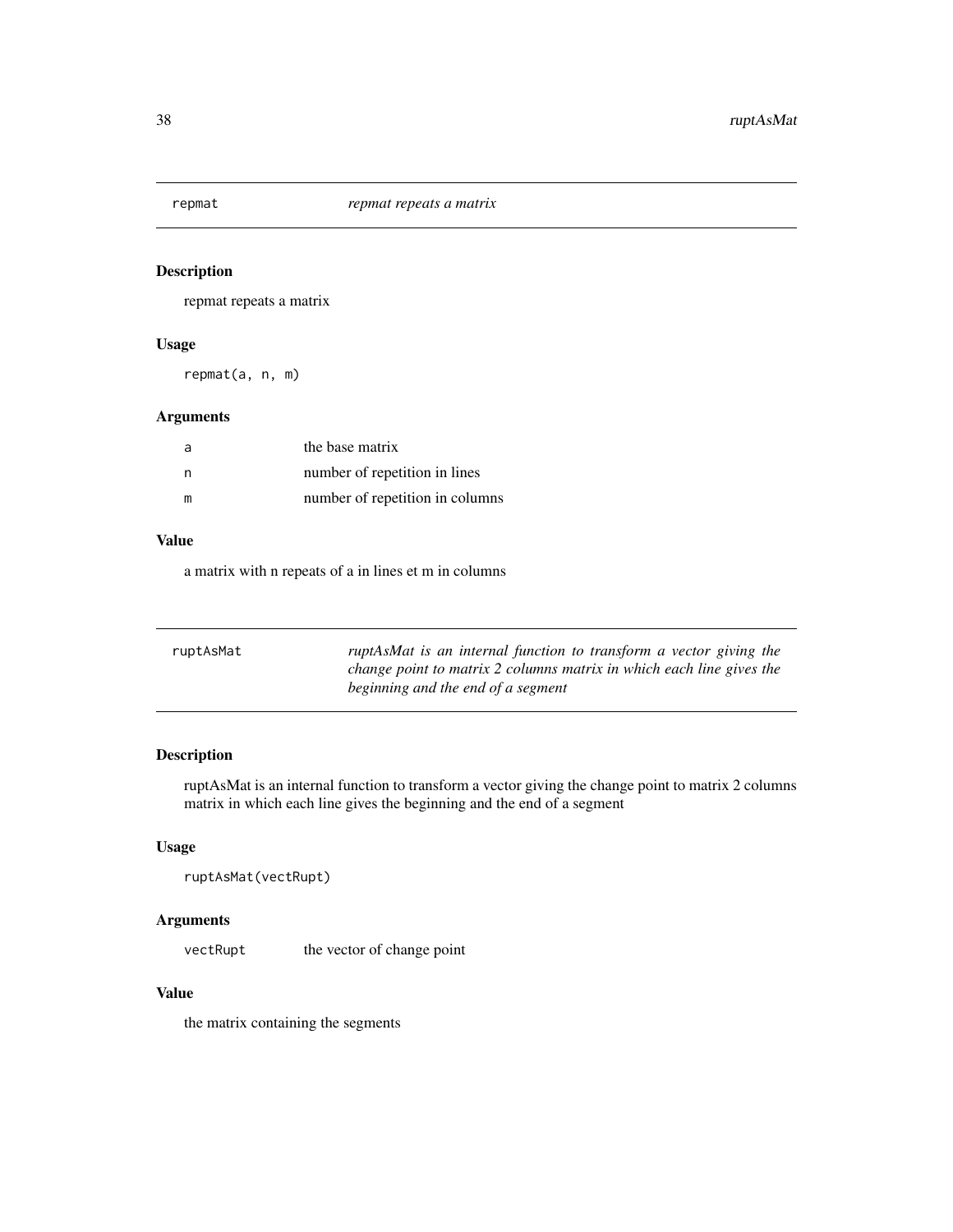## repmat — *repmat repeats a matrix*

### Description

repmat repeats a matrix

### Usage

```
repmat(a, n, m)
```

### Arguments

| | |
|---|---|
| a | the base matrix |
| n | number of repetition in lines |
| m | number of repetition in columns |

### Value

a matrix with n repeats of a in lines et m in columns

## ruptAsMat — *ruptAsMat is an internal function to transform a vector giving the change point to matrix 2 columns matrix in which each line gives the beginning and the end of a segment*

### Description

ruptAsMat is an internal function to transform a vector giving the change point to matrix 2 columns matrix in which each line gives the beginning and the end of a segment

### Usage

```
ruptAsMat(vectRupt)
```

### Arguments

| | |
|---|---|
| vectRupt | the vector of change point |

### Value

the matrix containing the segments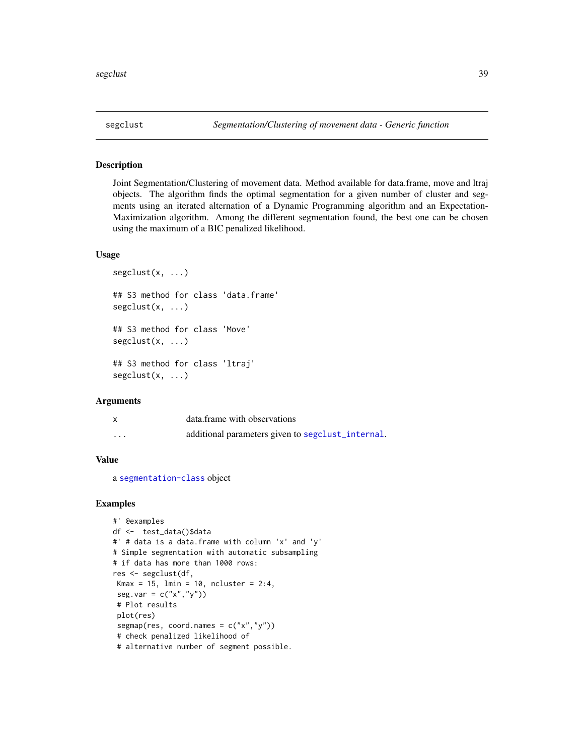# segclust — *Segmentation/Clustering of movement data - Generic function*

## Description

Joint Segmentation/Clustering of movement data. Method available for data.frame, move and ltraj objects. The algorithm finds the optimal segmentation for a given number of cluster and segments using an iterated alternation of a Dynamic Programming algorithm and an Expectation-Maximization algorithm. Among the different segmentation found, the best one can be chosen using the maximum of a BIC penalized likelihood.

## Usage

```
segclust(x, ...)

## S3 method for class 'data.frame'
segclust(x, ...)

## S3 method for class 'Move'
segclust(x, ...)

## S3 method for class 'ltraj'
segclust(x, ...)
```

## Arguments

| | |
|---|---|
| x | data.frame with observations |
| ... | additional parameters given to segclust_internal. |

## Value

a segmentation-class object

## Examples

```
#' @examples
df <-  test_data()$data
#' # data is a data.frame with column 'x' and 'y'
# Simple segmentation with automatic subsampling
# if data has more than 1000 rows:
res <- segclust(df,
 Kmax = 15, lmin = 10, ncluster = 2:4,
 seg.var = c("x","y"))
 # Plot results
 plot(res)
 segmap(res, coord.names = c("x","y"))
 # check penalized likelihood of
 # alternative number of segment possible.
```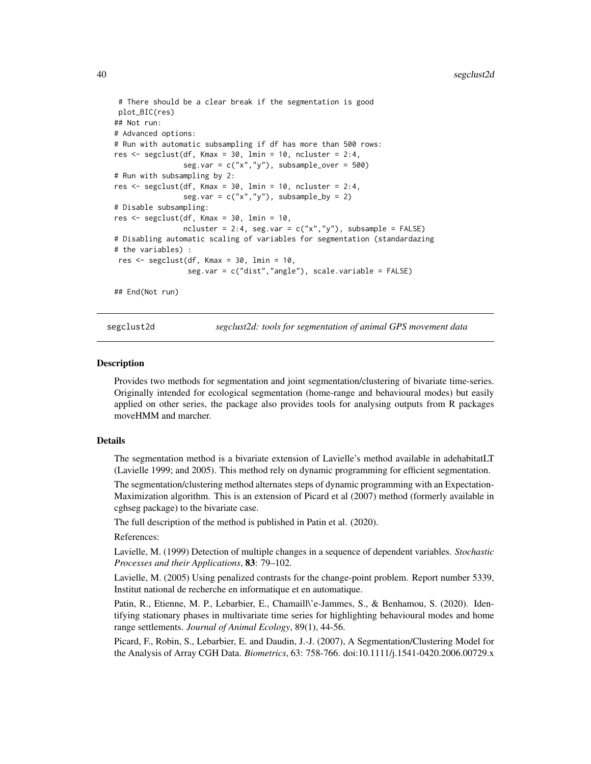```
 # There should be a clear break if the segmentation is good
 plot_BIC(res)
## Not run:
# Advanced options:
# Run with automatic subsampling if df has more than 500 rows:
res <- segclust(df, Kmax = 30, lmin = 10, ncluster = 2:4,
                seg.var = c("x","y"), subsample_over = 500)
# Run with subsampling by 2:
res <- segclust(df, Kmax = 30, lmin = 10, ncluster = 2:4,
                seg.var = c("x","y"), subsample_by = 2)
# Disable subsampling:
res <- segclust(df, Kmax = 30, lmin = 10,
                ncluster = 2:4, seg.var = c("x","y"), subsample = FALSE)
# Disabling automatic scaling of variables for segmentation (standardazing
# the variables) :
 res <- segclust(df, Kmax = 30, lmin = 10,
                 seg.var = c("dist","angle"), scale.variable = FALSE)

## End(Not run)
```

## segclust2d — *segclust2d: tools for segmentation of animal GPS movement data*

### Description

Provides two methods for segmentation and joint segmentation/clustering of bivariate time-series. Originally intended for ecological segmentation (home-range and behavioural modes) but easily applied on other series, the package also provides tools for analysing outputs from R packages moveHMM and marcher.

### Details

The segmentation method is a bivariate extension of Lavielle's method available in adehabitatLT (Lavielle 1999; and 2005). This method rely on dynamic programming for efficient segmentation.

The segmentation/clustering method alternates steps of dynamic programming with an Expectation-Maximization algorithm. This is an extension of Picard et al (2007) method (formerly available in cghseg package) to the bivariate case.

The full description of the method is published in Patin et al. (2020).

References:

Lavielle, M. (1999) Detection of multiple changes in a sequence of dependent variables. *Stochastic Processes and their Applications*, **83**: 79–102.

Lavielle, M. (2005) Using penalized contrasts for the change-point problem. Report number 5339, Institut national de recherche en informatique et en automatique.

Patin, R., Etienne, M. P., Lebarbier, E., Chamaill\'e-Jammes, S., & Benhamou, S. (2020). Identifying stationary phases in multivariate time series for highlighting behavioural modes and home range settlements. *Journal of Animal Ecology*, 89(1), 44-56.

Picard, F., Robin, S., Lebarbier, E. and Daudin, J.-J. (2007), A Segmentation/Clustering Model for the Analysis of Array CGH Data. *Biometrics*, 63: 758-766. doi:10.1111/j.1541-0420.2006.00729.x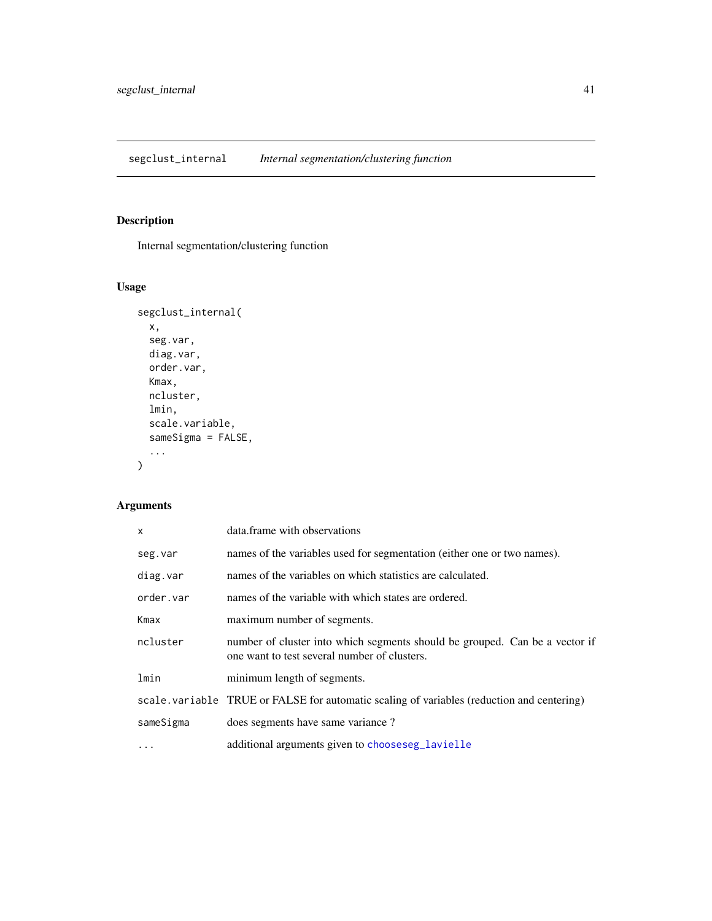## segclust_internal — *Internal segmentation/clustering function*

### Description

Internal segmentation/clustering function

### Usage

```
segclust_internal(
  x,
  seg.var,
  diag.var,
  order.var,
  Kmax,
  ncluster,
  lmin,
  scale.variable,
  sameSigma = FALSE,
  ...
)
```

### Arguments

| Argument | Description |
|---|---|
| `x` | data.frame with observations |
| `seg.var` | names of the variables used for segmentation (either one or two names). |
| `diag.var` | names of the variables on which statistics are calculated. |
| `order.var` | names of the variable with which states are ordered. |
| `Kmax` | maximum number of segments. |
| `ncluster` | number of cluster into which segments should be grouped. Can be a vector if one want to test several number of clusters. |
| `lmin` | minimum length of segments. |
| `scale.variable` | TRUE or FALSE for automatic scaling of variables (reduction and centering) |
| `sameSigma` | does segments have same variance ? |
| `...` | additional arguments given to `chooseseg_lavielle` |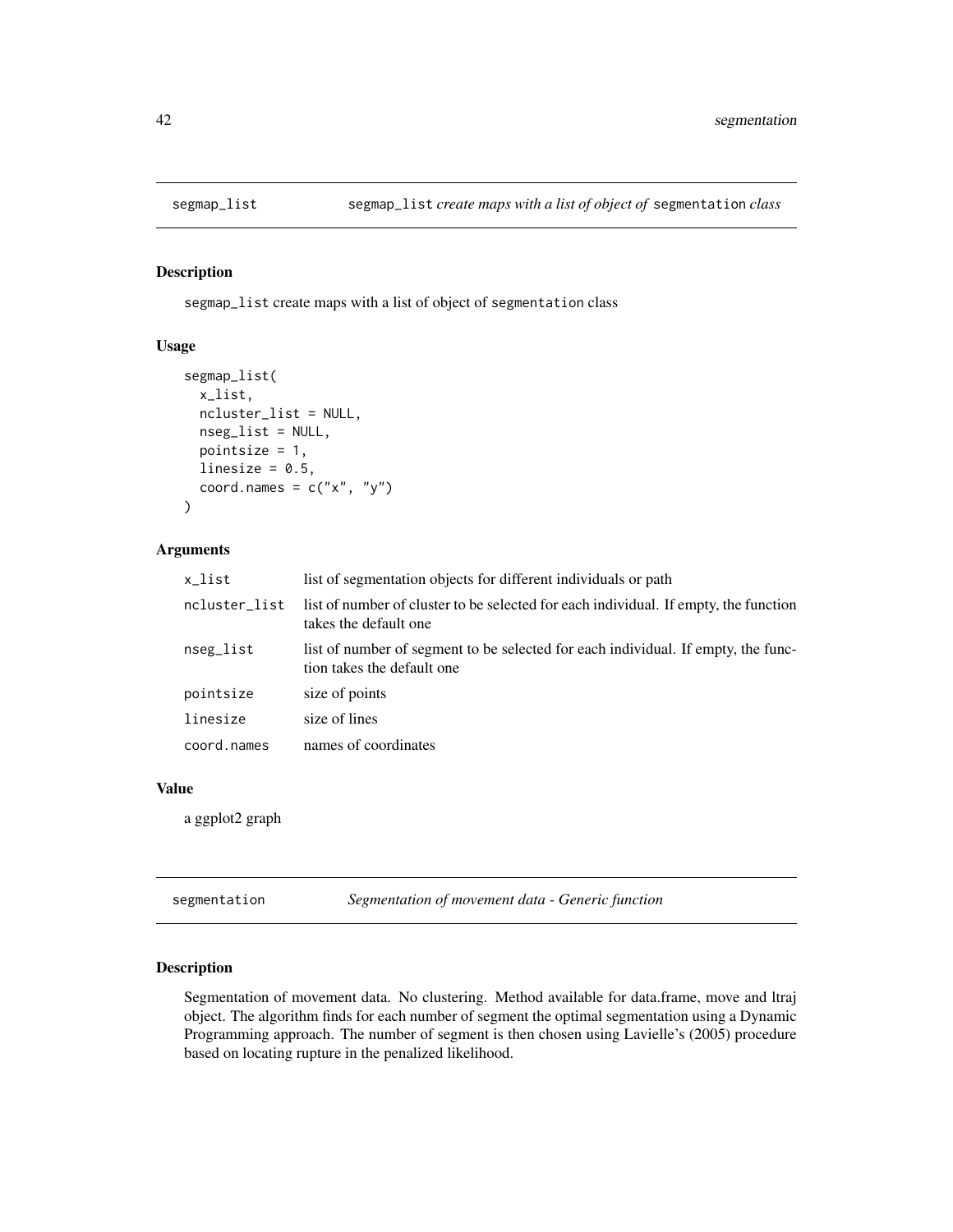## segmap_list — segmap_list *create maps with a list of object of* segmentation *class*

### Description

segmap_list create maps with a list of object of segmentation class

### Usage

```
segmap_list(
  x_list,
  ncluster_list = NULL,
  nseg_list = NULL,
  pointsize = 1,
  linesize = 0.5,
  coord.names = c("x", "y")
)
```

### Arguments

| | |
|---|---|
| x_list | list of segmentation objects for different individuals or path |
| ncluster_list | list of number of cluster to be selected for each individual. If empty, the function takes the default one |
| nseg_list | list of number of segment to be selected for each individual. If empty, the function takes the default one |
| pointsize | size of points |
| linesize | size of lines |
| coord.names | names of coordinates |

### Value

a ggplot2 graph

## segmentation — *Segmentation of movement data - Generic function*

### Description

Segmentation of movement data. No clustering. Method available for data.frame, move and ltraj object. The algorithm finds for each number of segment the optimal segmentation using a Dynamic Programming approach. The number of segment is then chosen using Lavielle's (2005) procedure based on locating rupture in the penalized likelihood.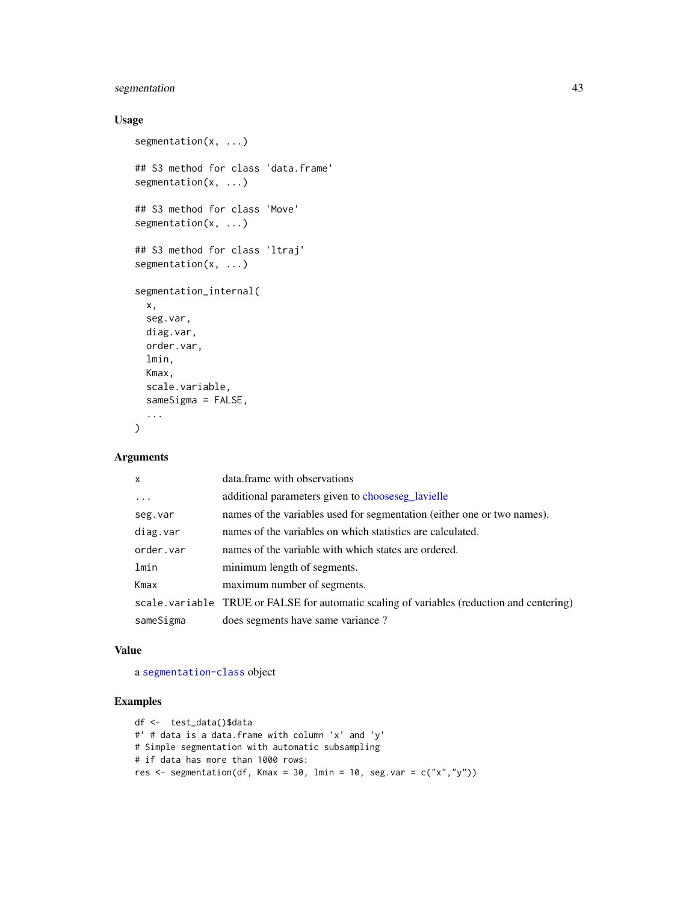## Usage

```
segmentation(x, ...)

## S3 method for class 'data.frame'
segmentation(x, ...)

## S3 method for class 'Move'
segmentation(x, ...)

## S3 method for class 'ltraj'
segmentation(x, ...)

segmentation_internal(
  x,
  seg.var,
  diag.var,
  order.var,
  lmin,
  Kmax,
  scale.variable,
  sameSigma = FALSE,
  ...
)
```

## Arguments

| | |
|---|---|
| `x` | data.frame with observations |
| `...` | additional parameters given to chooseseg_lavielle |
| `seg.var` | names of the variables used for segmentation (either one or two names). |
| `diag.var` | names of the variables on which statistics are calculated. |
| `order.var` | names of the variable with which states are ordered. |
| `lmin` | minimum length of segments. |
| `Kmax` | maximum number of segments. |
| `scale.variable` | TRUE or FALSE for automatic scaling of variables (reduction and centering) |
| `sameSigma` | does segments have same variance ? |

## Value

a `segmentation-class` object

## Examples

```
df <-  test_data()$data
#' # data is a data.frame with column 'x' and 'y'
# Simple segmentation with automatic subsampling
# if data has more than 1000 rows:
res <- segmentation(df, Kmax = 30, lmin = 10, seg.var = c("x","y"))
```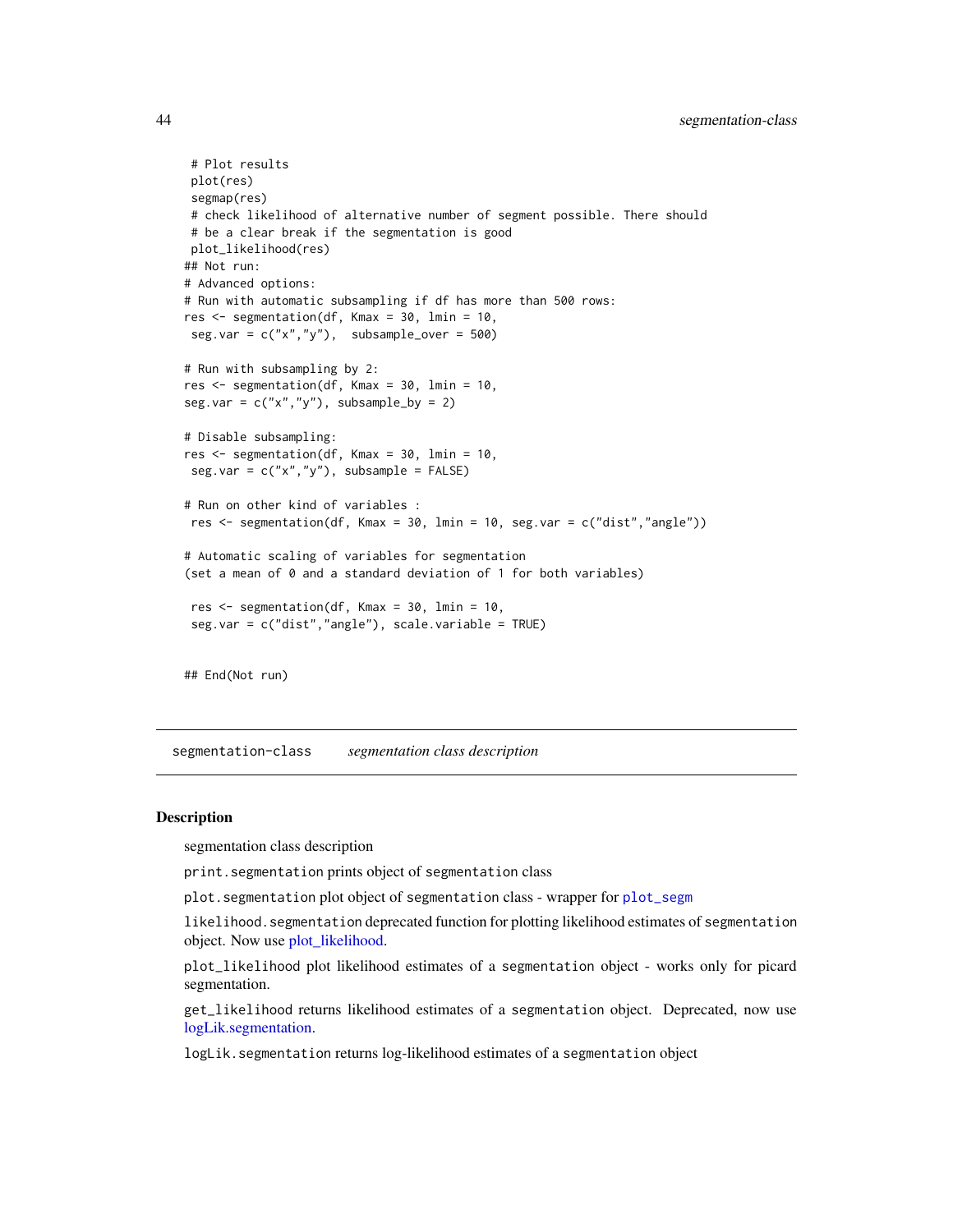```
 # Plot results
 plot(res)
 segmap(res)
 # check likelihood of alternative number of segment possible. There should
 # be a clear break if the segmentation is good
 plot_likelihood(res)
## Not run:
# Advanced options:
# Run with automatic subsampling if df has more than 500 rows:
res <- segmentation(df, Kmax = 30, lmin = 10,
 seg.var = c("x","y"),  subsample_over = 500)

# Run with subsampling by 2:
res <- segmentation(df, Kmax = 30, lmin = 10,
seg.var = c("x","y"), subsample_by = 2)

# Disable subsampling:
res <- segmentation(df, Kmax = 30, lmin = 10,
 seg.var = c("x","y"), subsample = FALSE)

# Run on other kind of variables :
 res <- segmentation(df, Kmax = 30, lmin = 10, seg.var = c("dist","angle"))

# Automatic scaling of variables for segmentation
(set a mean of 0 and a standard deviation of 1 for both variables)

 res <- segmentation(df, Kmax = 30, lmin = 10,
 seg.var = c("dist","angle"), scale.variable = TRUE)


## End(Not run)
```

---

## segmentation-class &nbsp;&nbsp;&nbsp; *segmentation class description*

---

### Description

segmentation class description

`print.segmentation` prints object of `segmentation` class

`plot.segmentation` plot object of `segmentation` class - wrapper for `plot_segm`

`likelihood.segmentation` deprecated function for plotting likelihood estimates of `segmentation` object. Now use plot_likelihood.

`plot_likelihood` plot likelihood estimates of a `segmentation` object - works only for picard segmentation.

`get_likelihood` returns likelihood estimates of a `segmentation` object. Deprecated, now use logLik.segmentation.

`logLik.segmentation` returns log-likelihood estimates of a `segmentation` object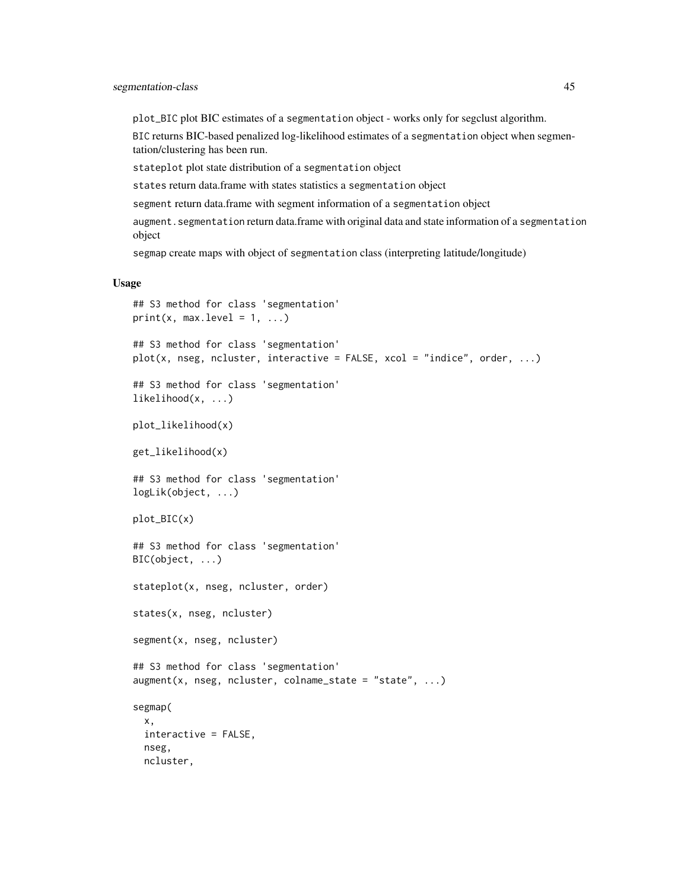`plot_BIC` plot BIC estimates of a `segmentation` object - works only for segclust algorithm.

`BIC` returns BIC-based penalized log-likelihood estimates of a `segmentation` object when segmentation/clustering has been run.

`stateplot` plot state distribution of a `segmentation` object

`states` return data.frame with states statistics a `segmentation` object

`segment` return data.frame with segment information of a `segmentation` object

`augment.segmentation` return data.frame with original data and state information of a `segmentation` object

`segmap` create maps with object of `segmentation` class (interpreting latitude/longitude)

### Usage

```
## S3 method for class 'segmentation'
print(x, max.level = 1, ...)

## S3 method for class 'segmentation'
plot(x, nseg, ncluster, interactive = FALSE, xcol = "indice", order, ...)

## S3 method for class 'segmentation'
likelihood(x, ...)

plot_likelihood(x)

get_likelihood(x)

## S3 method for class 'segmentation'
logLik(object, ...)

plot_BIC(x)

## S3 method for class 'segmentation'
BIC(object, ...)

stateplot(x, nseg, ncluster, order)

states(x, nseg, ncluster)

segment(x, nseg, ncluster)

## S3 method for class 'segmentation'
augment(x, nseg, ncluster, colname_state = "state", ...)

segmap(
  x,
  interactive = FALSE,
  nseg,
  ncluster,
```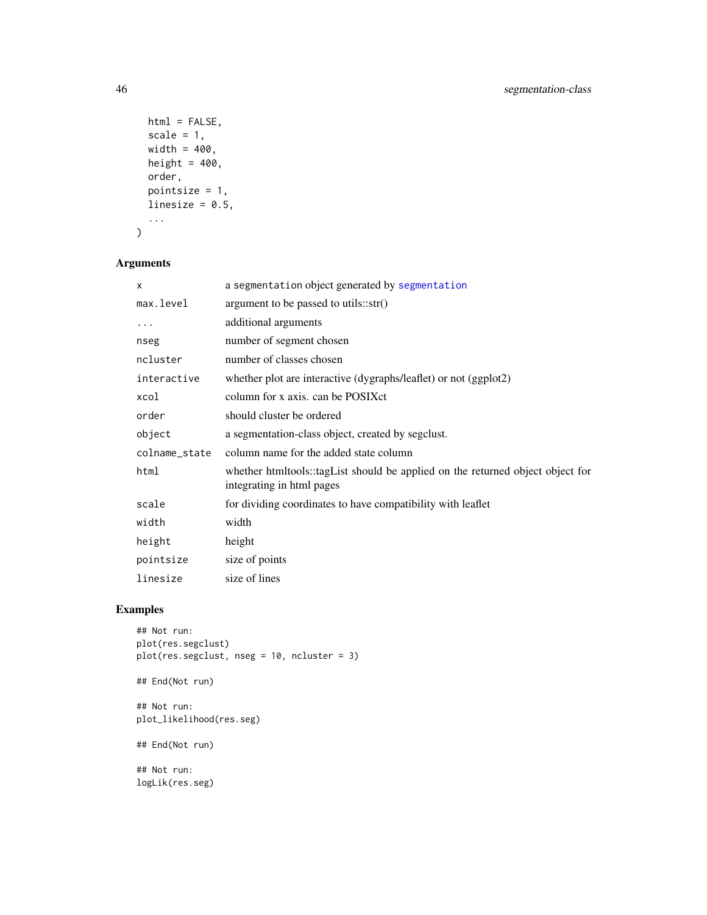```
  html = FALSE,
  scale = 1,
  width = 400,
  height = 400,
  order,
  pointsize = 1,
  linesize = 0.5,
  ...
)
```

## Arguments

| | |
|---|---|
| x | a segmentation object generated by segmentation |
| max.level | argument to be passed to utils::str() |
| ... | additional arguments |
| nseg | number of segment chosen |
| ncluster | number of classes chosen |
| interactive | whether plot are interactive (dygraphs/leaflet) or not (ggplot2) |
| xcol | column for x axis. can be POSIXct |
| order | should cluster be ordered |
| object | a segmentation-class object, created by segclust. |
| colname_state | column name for the added state column |
| html | whether htmltools::tagList should be applied on the returned object object for integrating in html pages |
| scale | for dividing coordinates to have compatibility with leaflet |
| width | width |
| height | height |
| pointsize | size of points |
| linesize | size of lines |

## Examples

```
## Not run:
plot(res.segclust)
plot(res.segclust, nseg = 10, ncluster = 3)

## End(Not run)

## Not run:
plot_likelihood(res.seg)

## End(Not run)

## Not run:
logLik(res.seg)
```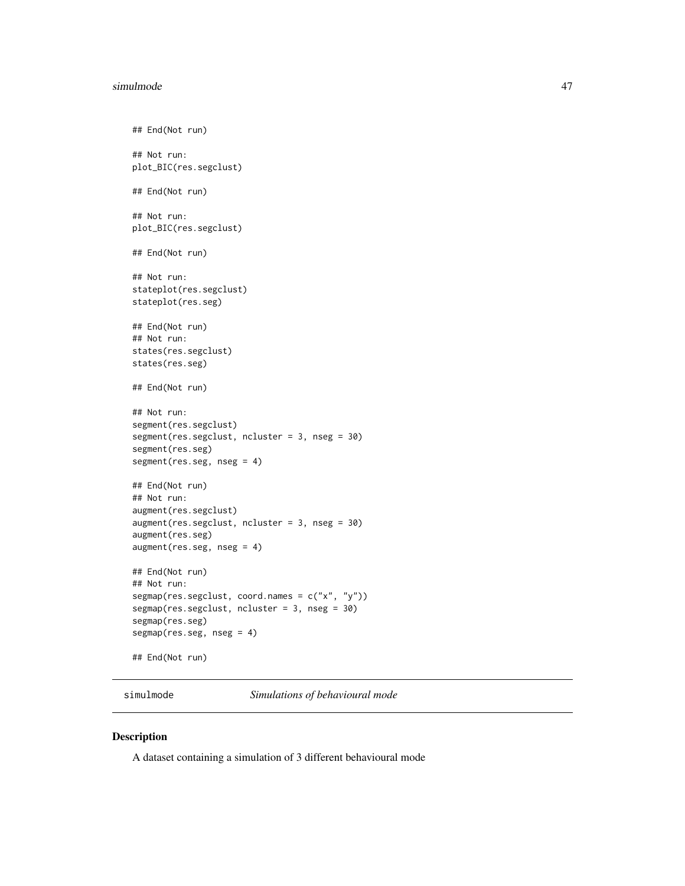```
## End(Not run)

## Not run:
plot_BIC(res.segclust)

## End(Not run)

## Not run:
plot_BIC(res.segclust)

## End(Not run)

## Not run:
stateplot(res.segclust)
stateplot(res.seg)

## End(Not run)
## Not run:
states(res.segclust)
states(res.seg)

## End(Not run)

## Not run:
segment(res.segclust)
segment(res.segclust, ncluster = 3, nseg = 30)
segment(res.seg)
segment(res.seg, nseg = 4)

## End(Not run)
## Not run:
augment(res.segclust)
augment(res.segclust, ncluster = 3, nseg = 30)
augment(res.seg)
augment(res.seg, nseg = 4)

## End(Not run)
## Not run:
segmap(res.segclust, coord.names = c("x", "y"))
segmap(res.segclust, ncluster = 3, nseg = 30)
segmap(res.seg)
segmap(res.seg, nseg = 4)

## End(Not run)
```

## simulmode *Simulations of behavioural mode*

### Description

A dataset containing a simulation of 3 different behavioural mode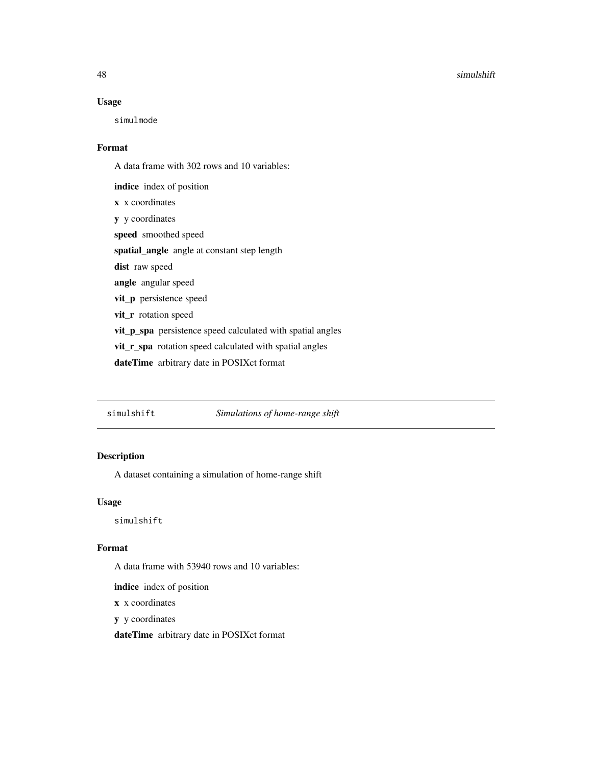### Usage

```
simulmode
```

### Format

A data frame with 302 rows and 10 variables:

**indice** index of position

**x** x coordinates

**y** y coordinates

**speed** smoothed speed

**spatial_angle** angle at constant step length

**dist** raw speed

**angle** angular speed

**vit_p** persistence speed

**vit_r** rotation speed

**vit_p_spa** persistence speed calculated with spatial angles

**vit_r_spa** rotation speed calculated with spatial angles

**dateTime** arbitrary date in POSIXct format

---

## simulshift *Simulations of home-range shift*

### Description

A dataset containing a simulation of home-range shift

### Usage

```
simulshift
```

### Format

A data frame with 53940 rows and 10 variables:

**indice** index of position

**x** x coordinates

**y** y coordinates

**dateTime** arbitrary date in POSIXct format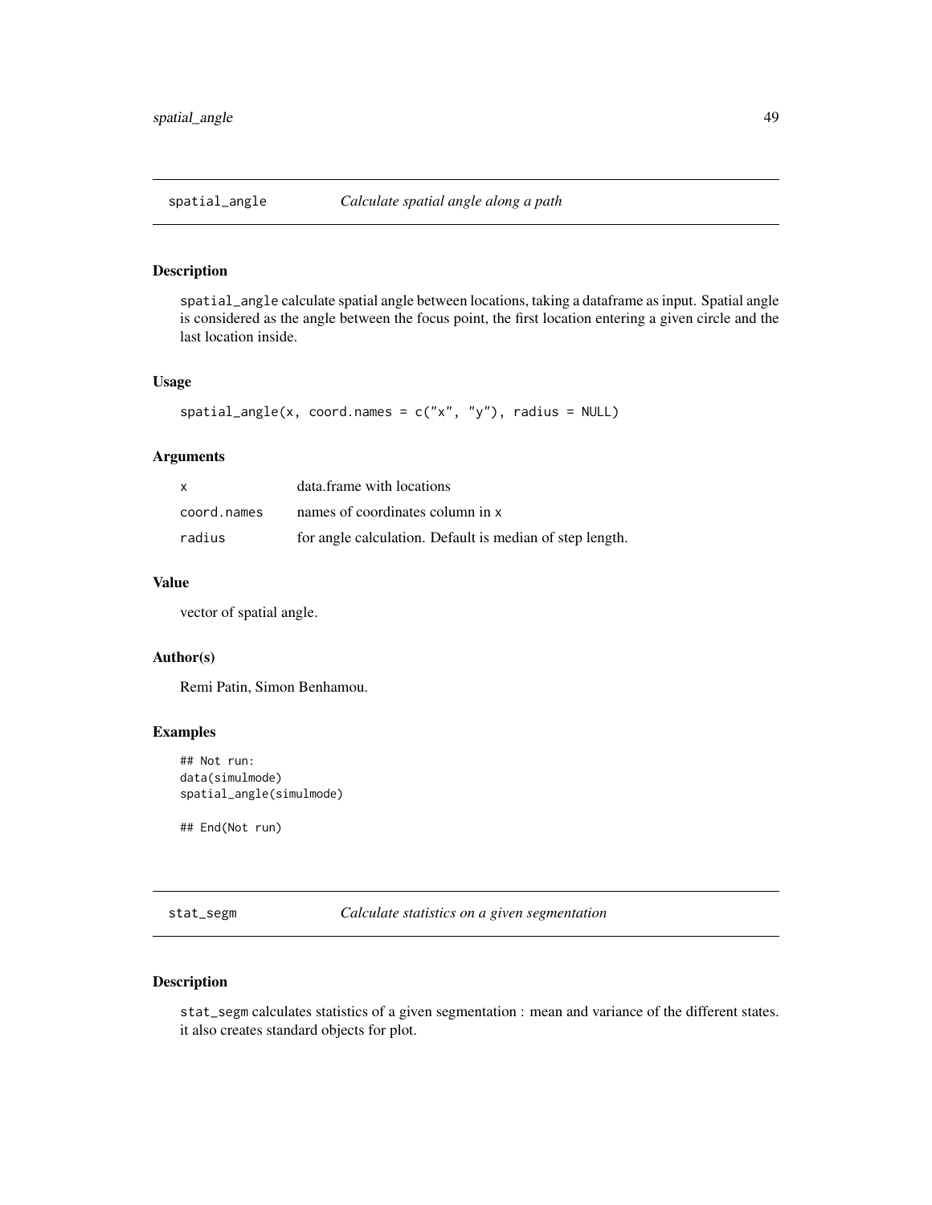## spatial_angle — *Calculate spatial angle along a path*

### Description

`spatial_angle` calculate spatial angle between locations, taking a dataframe as input. Spatial angle is considered as the angle between the focus point, the first location entering a given circle and the last location inside.

### Usage

```
spatial_angle(x, coord.names = c("x", "y"), radius = NULL)
```

### Arguments

| | |
|---|---|
| `x` | data.frame with locations |
| `coord.names` | names of coordinates column in `x` |
| `radius` | for angle calculation. Default is median of step length. |

### Value

vector of spatial angle.

### Author(s)

Remi Patin, Simon Benhamou.

### Examples

```
## Not run:
data(simulmode)
spatial_angle(simulmode)

## End(Not run)
```

## stat_segm — *Calculate statistics on a given segmentation*

### Description

`stat_segm` calculates statistics of a given segmentation : mean and variance of the different states. it also creates standard objects for plot.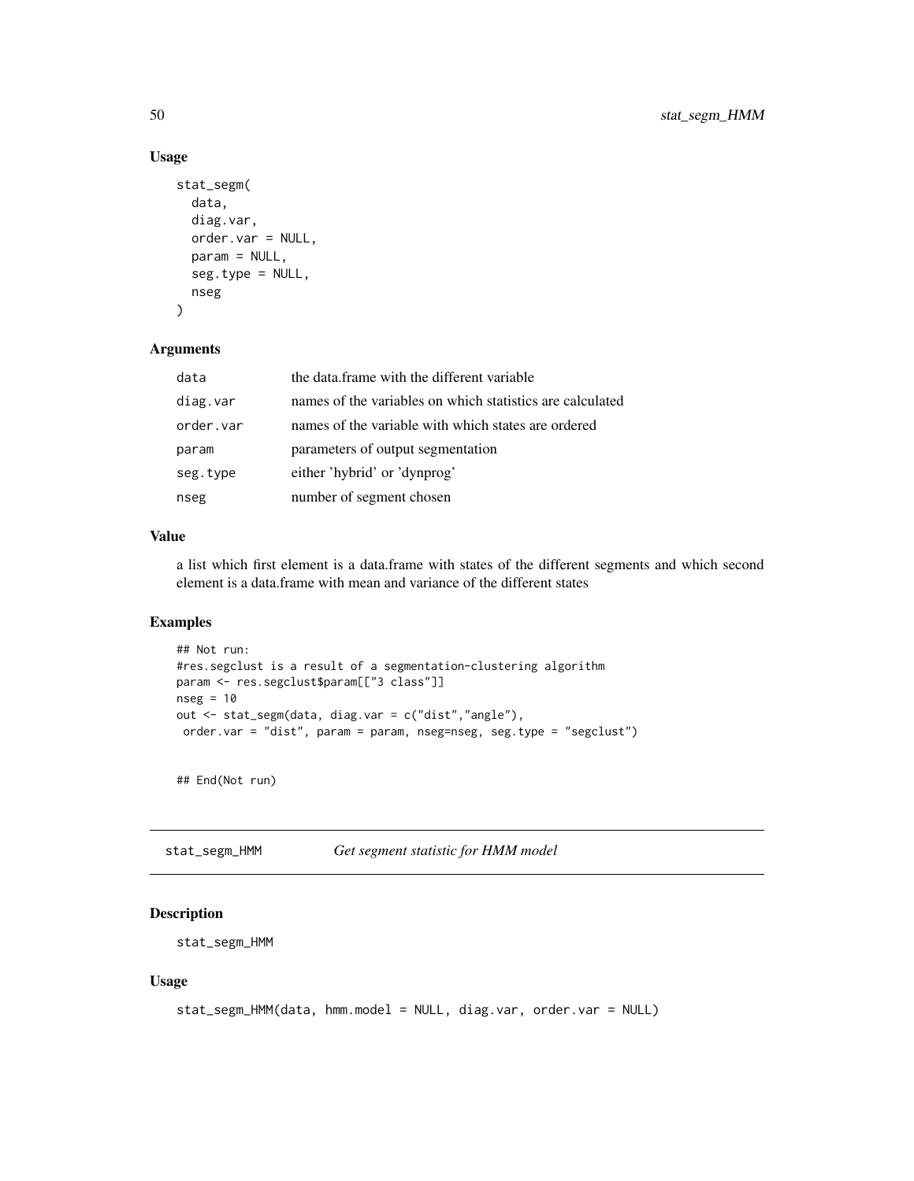### Usage

```
stat_segm(
  data,
  diag.var,
  order.var = NULL,
  param = NULL,
  seg.type = NULL,
  nseg
)
```

### Arguments

| | |
|---|---|
| data | the data.frame with the different variable |
| diag.var | names of the variables on which statistics are calculated |
| order.var | names of the variable with which states are ordered |
| param | parameters of output segmentation |
| seg.type | either 'hybrid' or 'dynprog' |
| nseg | number of segment chosen |

### Value

a list which first element is a data.frame with states of the different segments and which second element is a data.frame with mean and variance of the different states

### Examples

```
## Not run:
#res.segclust is a result of a segmentation-clustering algorithm
param <- res.segclust$param[["3 class"]]
nseg = 10
out <- stat_segm(data, diag.var = c("dist","angle"),
 order.var = "dist", param = param, nseg=nseg, seg.type = "segclust")


## End(Not run)
```

---

## stat_segm_HMM *Get segment statistic for HMM model*

### Description

stat_segm_HMM

### Usage

```
stat_segm_HMM(data, hmm.model = NULL, diag.var, order.var = NULL)
```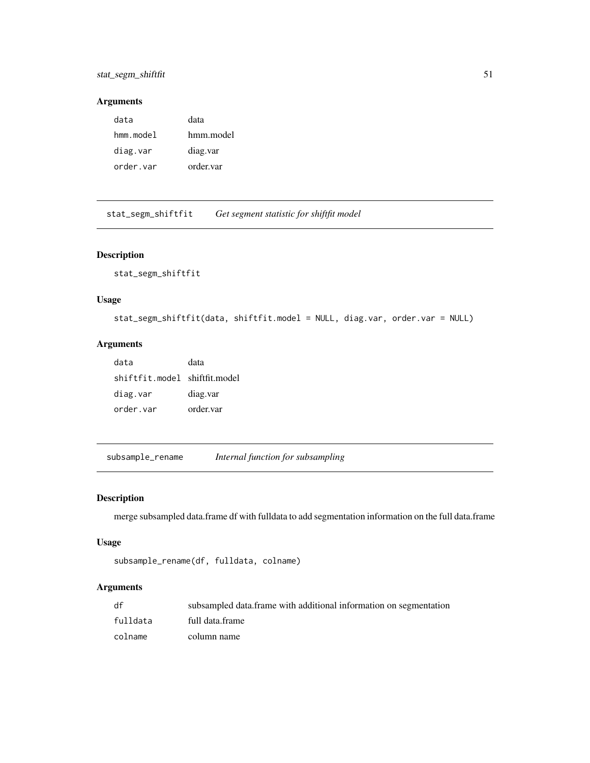### Arguments

| | |
|---|---|
| `data` | data |
| `hmm.model` | hmm.model |
| `diag.var` | diag.var |
| `order.var` | order.var |

---

## stat_segm_shiftfit *Get segment statistic for shiftfit model*

### Description

stat_segm_shiftfit

### Usage

```
stat_segm_shiftfit(data, shiftfit.model = NULL, diag.var, order.var = NULL)
```

### Arguments

| | |
|---|---|
| `data` | data |
| `shiftfit.model` | shiftfit.model |
| `diag.var` | diag.var |
| `order.var` | order.var |

---

## subsample_rename *Internal function for subsampling*

### Description

merge subsampled data.frame df with fulldata to add segmentation information on the full data.frame

### Usage

```
subsample_rename(df, fulldata, colname)
```

### Arguments

| | |
|---|---|
| `df` | subsampled data.frame with additional information on segmentation |
| `fulldata` | full data.frame |
| `colname` | column name |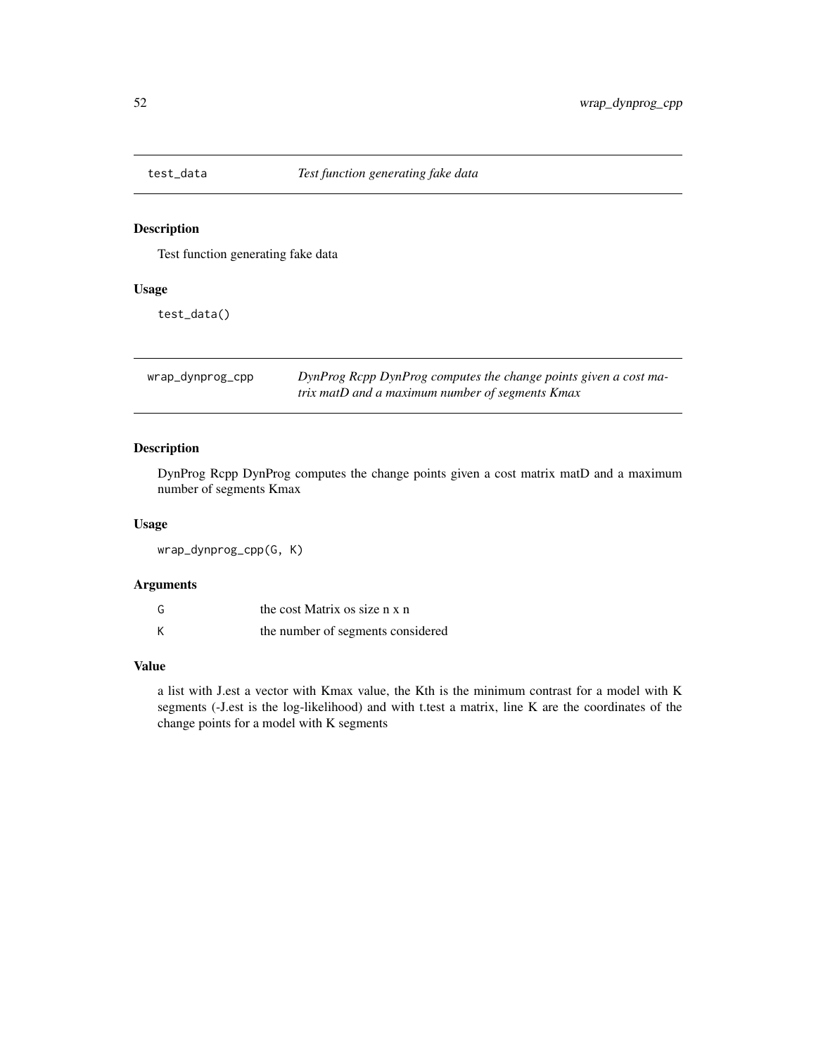## test_data *Test function generating fake data*

### Description

Test function generating fake data

### Usage

```
test_data()
```

## wrap_dynprog_cpp *DynProg Rcpp DynProg computes the change points given a cost matrix matD and a maximum number of segments Kmax*

### Description

DynProg Rcpp DynProg computes the change points given a cost matrix matD and a maximum number of segments Kmax

### Usage

```
wrap_dynprog_cpp(G, K)
```

### Arguments

| | |
|---|---|
| G | the cost Matrix os size n x n |
| K | the number of segments considered |

### Value

a list with J.est a vector with Kmax value, the Kth is the minimum contrast for a model with K segments (-J.est is the log-likelihood) and with t.test a matrix, line K are the coordinates of the change points for a model with K segments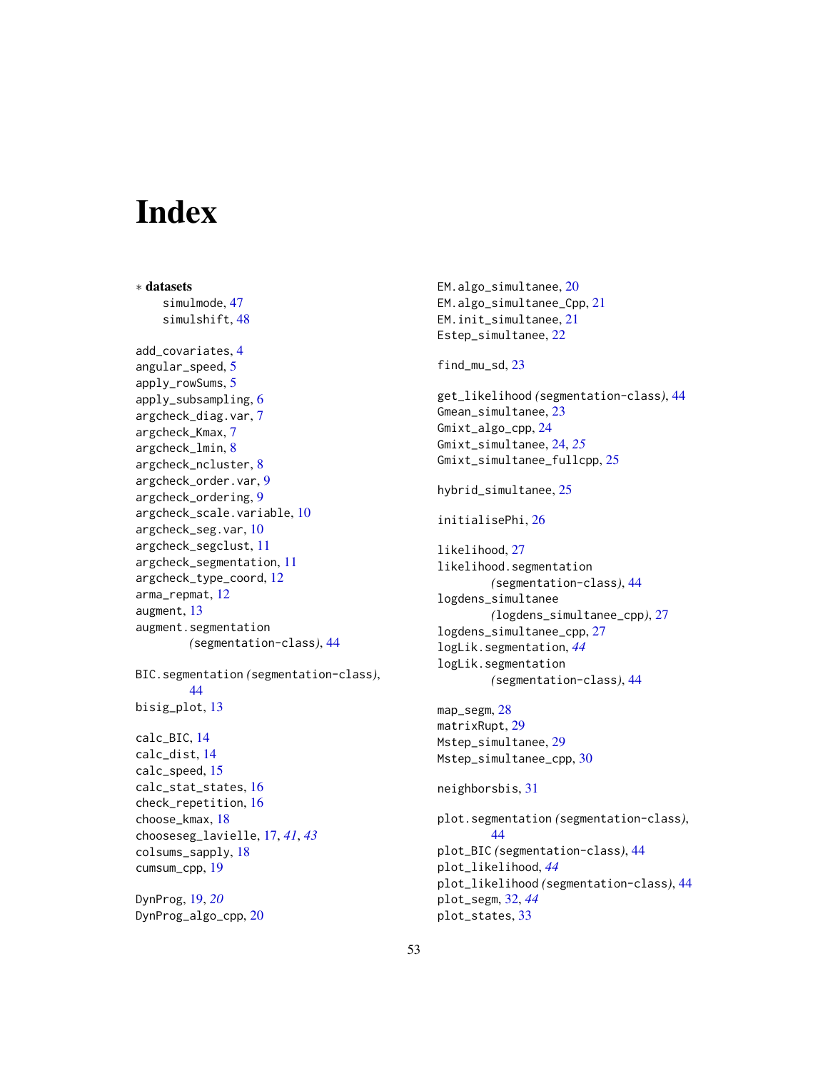# Index

∗ **datasets**
  simulmode, 47
  simulshift, 48

add_covariates, 4
angular_speed, 5
apply_rowSums, 5
apply_subsampling, 6
argcheck_diag.var, 7
argcheck_Kmax, 7
argcheck_lmin, 8
argcheck_ncluster, 8
argcheck_order.var, 9
argcheck_ordering, 9
argcheck_scale.variable, 10
argcheck_seg.var, 10
argcheck_segclust, 11
argcheck_segmentation, 11
argcheck_type_coord, 12
arma_repmat, 12
augment, 13
augment.segmentation *(segmentation-class)*, 44

BIC.segmentation *(segmentation-class)*, 44
bisig_plot, 13

calc_BIC, 14
calc_dist, 14
calc_speed, 15
calc_stat_states, 16
check_repetition, 16
choose_kmax, 18
chooseseg_lavielle, 17, *41*, *43*
colsums_sapply, 18
cumsum_cpp, 19

DynProg, 19, *20*
DynProg_algo_cpp, 20

EM.algo_simultanee, 20
EM.algo_simultanee_Cpp, 21
EM.init_simultanee, 21
Estep_simultanee, 22

find_mu_sd, 23

get_likelihood *(segmentation-class)*, 44
Gmean_simultanee, 23
Gmixt_algo_cpp, 24
Gmixt_simultanee, 24, *25*
Gmixt_simultanee_fullcpp, 25

hybrid_simultanee, 25

initialisePhi, 26

likelihood, 27
likelihood.segmentation *(segmentation-class)*, 44
logdens_simultanee *(logdens_simultanee_cpp)*, 27
logdens_simultanee_cpp, 27
logLik.segmentation, *44*
logLik.segmentation *(segmentation-class)*, 44

map_segm, 28
matrixRupt, 29
Mstep_simultanee, 29
Mstep_simultanee_cpp, 30

neighborsbis, 31

plot.segmentation *(segmentation-class)*, 44
plot_BIC *(segmentation-class)*, 44
plot_likelihood, *44*
plot_likelihood *(segmentation-class)*, 44
plot_segm, 32, *44*
plot_states, 33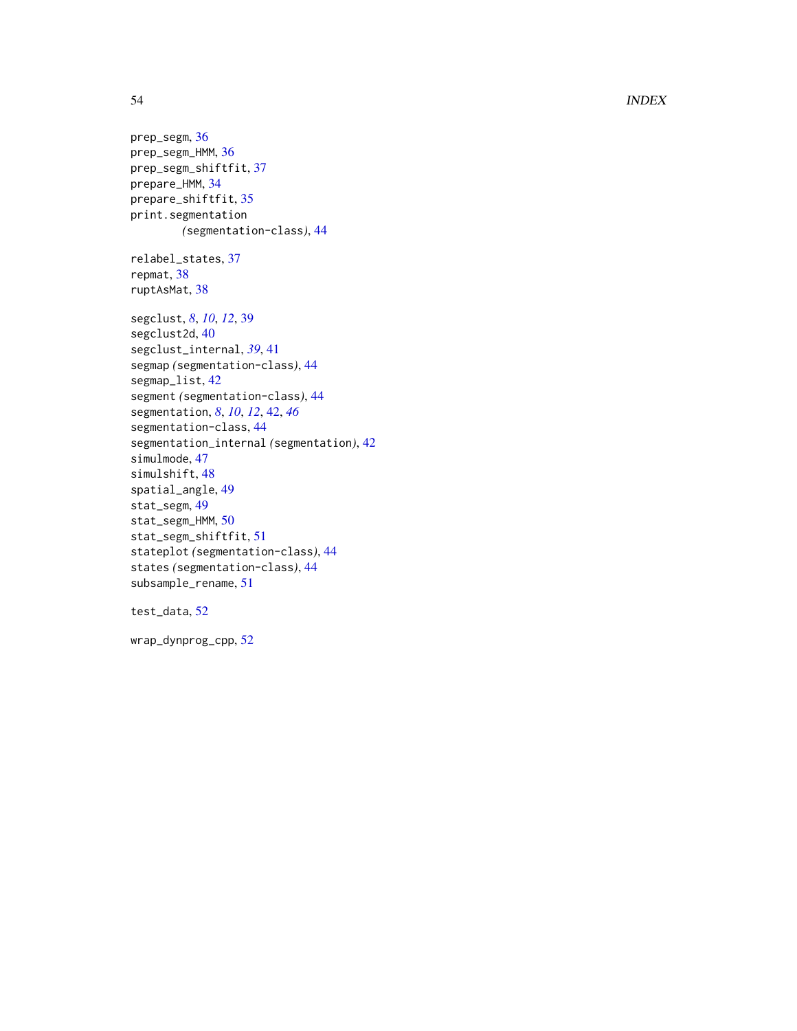prep_segm, 36
prep_segm_HMM, 36
prep_segm_shiftfit, 37
prepare_HMM, 34
prepare_shiftfit, 35
print.segmentation
(segmentation-class), 44

relabel_states, 37
repmat, 38
ruptAsMat, 38

segclust, *8*, *10*, *12*, 39
segclust2d, 40
segclust_internal, *39*, 41
segmap (segmentation-class), 44
segmap_list, 42
segment (segmentation-class), 44
segmentation, *8*, *10*, *12*, 42, *46*
segmentation-class, 44
segmentation_internal (segmentation), 42
simulmode, 47
simulshift, 48
spatial_angle, 49
stat_segm, 49
stat_segm_HMM, 50
stat_segm_shiftfit, 51
stateplot (segmentation-class), 44
states (segmentation-class), 44
subsample_rename, 51

test_data, 52

wrap_dynprog_cpp, 52